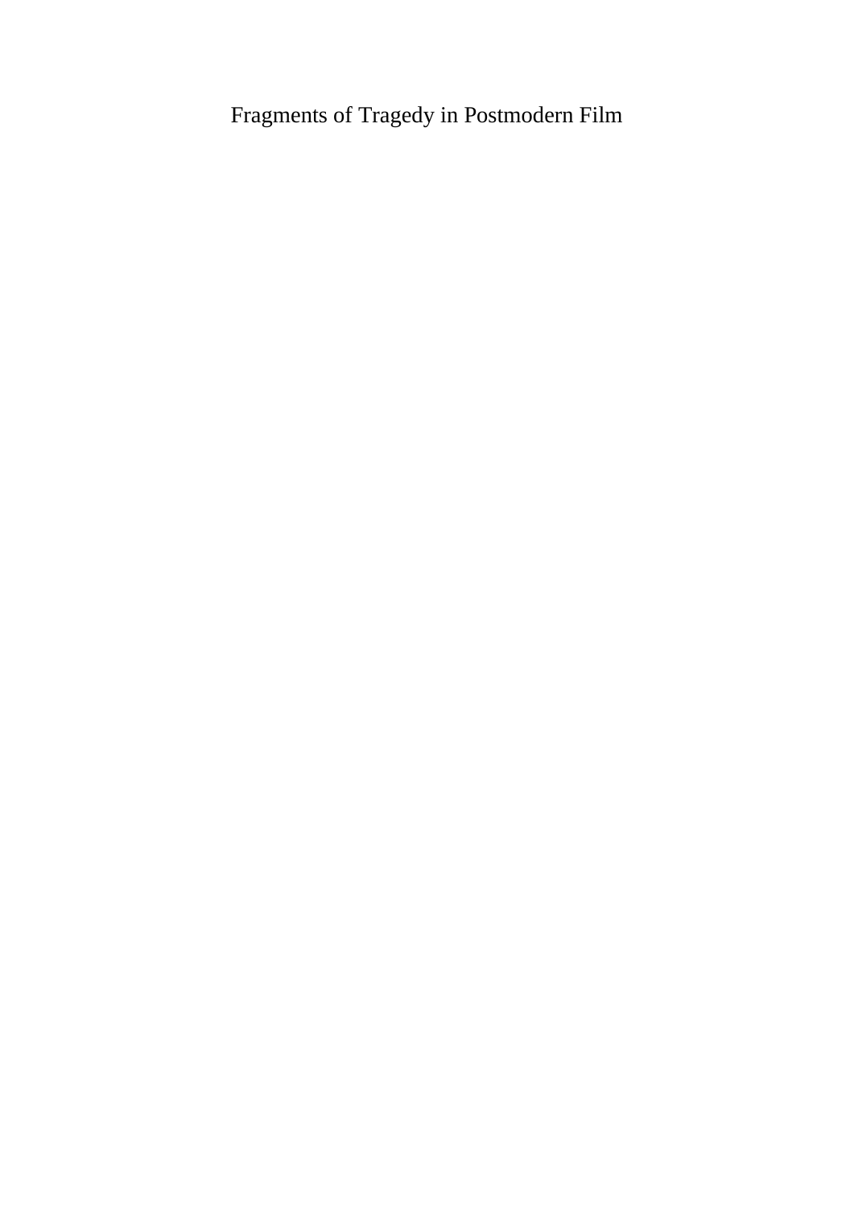# Fragments of Tragedy in Postmodern Film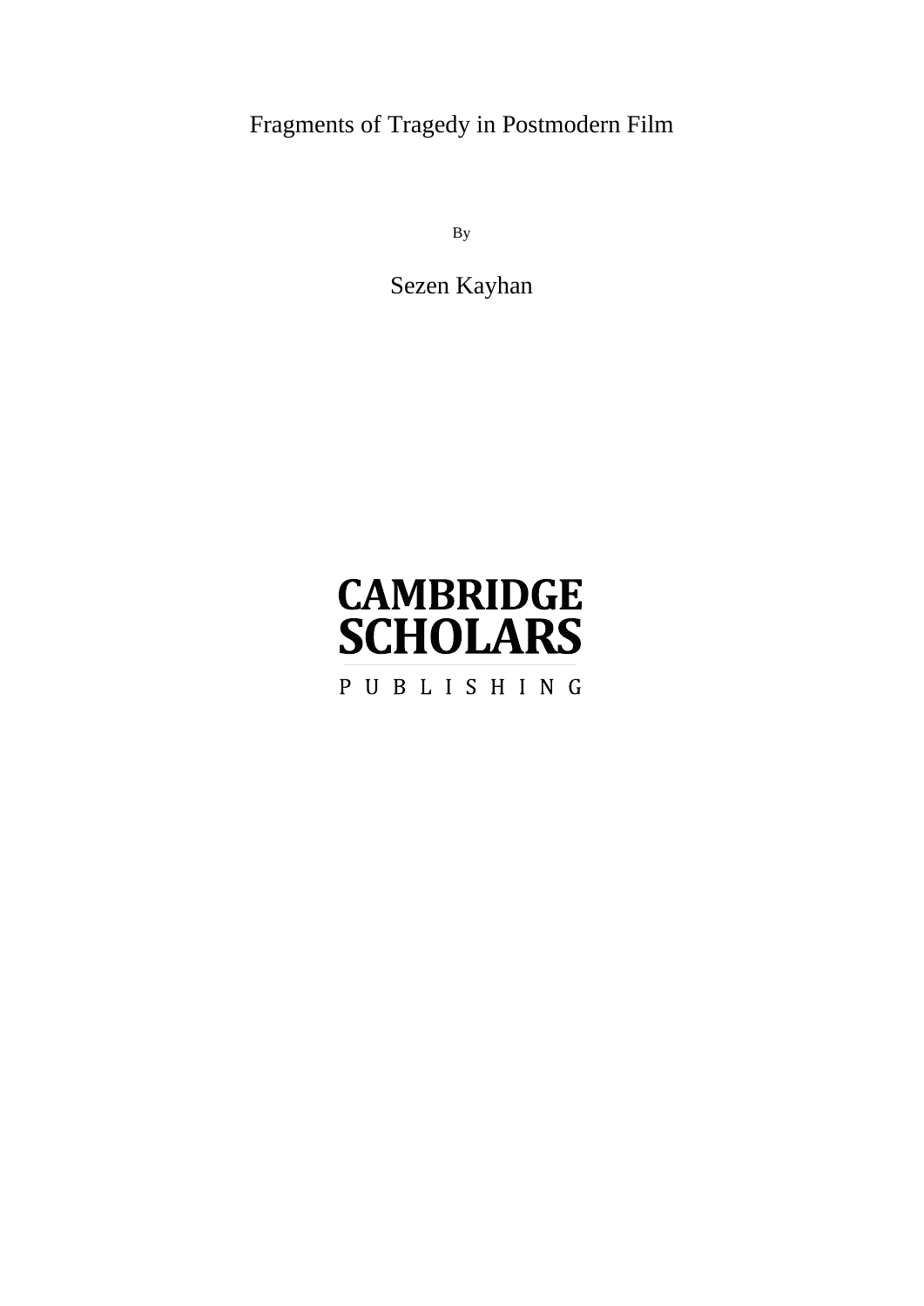# Fragments of Tragedy in Postmodern Film

By

Sezen Kayhan

CAMBRIDGE
SCHOLARS

PUBLISHING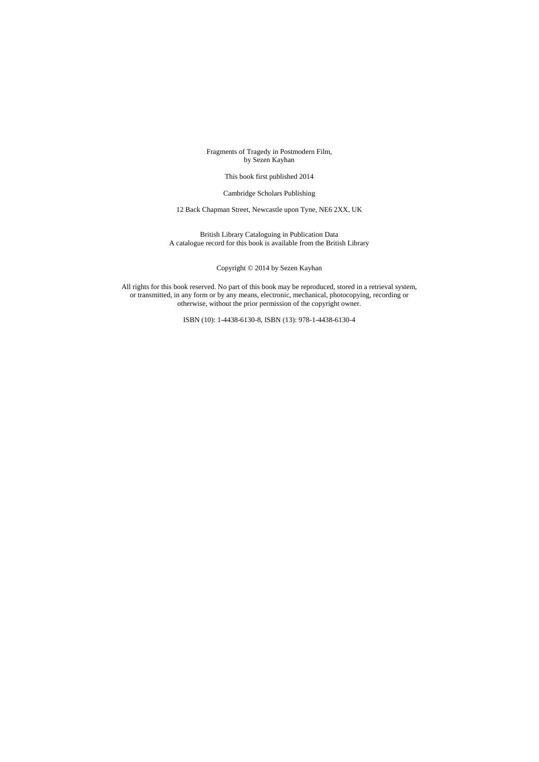Fragments of Tragedy in Postmodern Film,
by Sezen Kayhan

This book first published 2014

Cambridge Scholars Publishing

12 Back Chapman Street, Newcastle upon Tyne, NE6 2XX, UK

British Library Cataloguing in Publication Data
A catalogue record for this book is available from the British Library

Copyright © 2014 by Sezen Kayhan

All rights for this book reserved. No part of this book may be reproduced, stored in a retrieval system, or transmitted, in any form or by any means, electronic, mechanical, photocopying, recording or otherwise, without the prior permission of the copyright owner.

ISBN (10): 1-4438-6130-8, ISBN (13): 978-1-4438-6130-4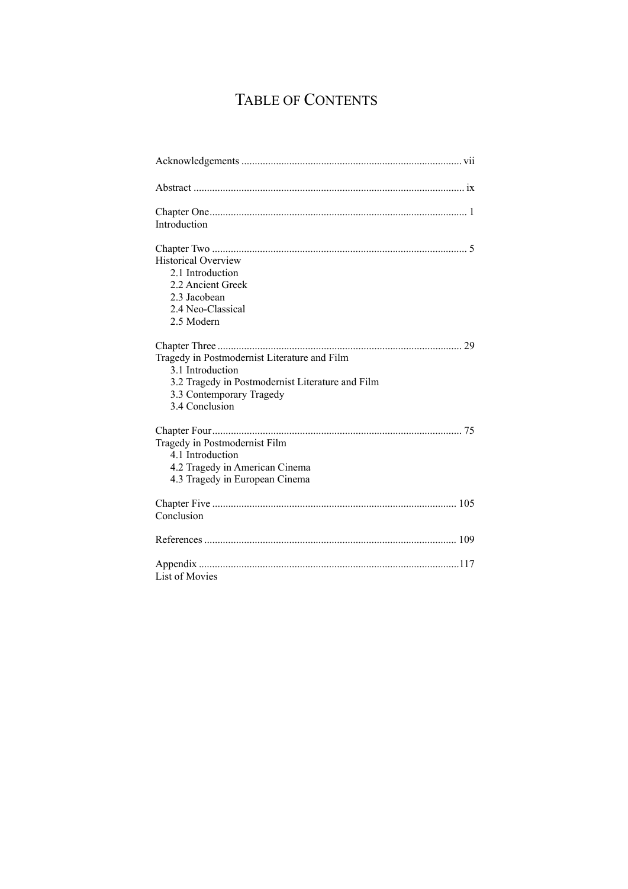# TABLE OF CONTENTS

Acknowledgements .................................................................................. vii

Abstract ..................................................................................................... ix

Chapter One................................................................................................ 1
Introduction

Chapter Two ............................................................................................... 5
Historical Overview
- 2.1 Introduction
- 2.2 Ancient Greek
- 2.3 Jacobean
- 2.4 Neo-Classical
- 2.5 Modern

Chapter Three ........................................................................................... 29
Tragedy in Postmodernist Literature and Film
- 3.1 Introduction
- 3.2 Tragedy in Postmodernist Literature and Film
- 3.3 Contemporary Tragedy
- 3.4 Conclusion

Chapter Four............................................................................................. 75
Tragedy in Postmodernist Film
- 4.1 Introduction
- 4.2 Tragedy in American Cinema
- 4.3 Tragedy in European Cinema

Chapter Five ........................................................................................... 105
Conclusion

References .............................................................................................. 109

Appendix .................................................................................................117
List of Movies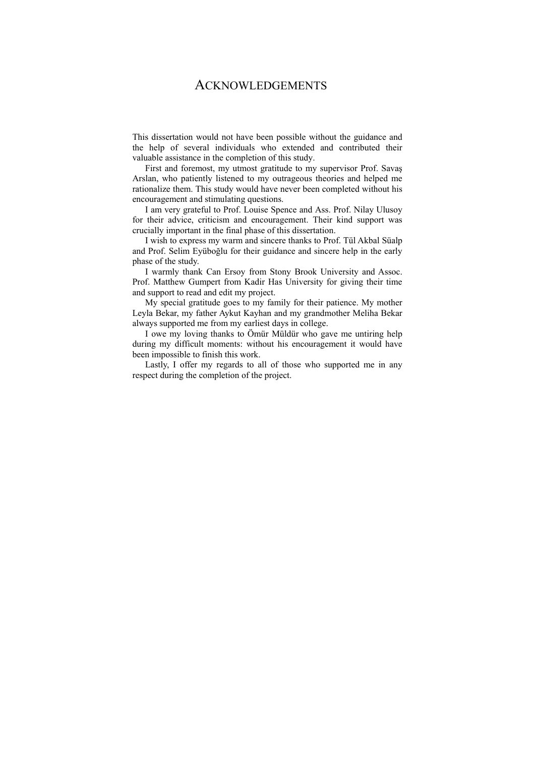# ACKNOWLEDGEMENTS

This dissertation would not have been possible without the guidance and the help of several individuals who extended and contributed their valuable assistance in the completion of this study.

First and foremost, my utmost gratitude to my supervisor Prof. Savaş Arslan, who patiently listened to my outrageous theories and helped me rationalize them. This study would have never been completed without his encouragement and stimulating questions.

I am very grateful to Prof. Louise Spence and Ass. Prof. Nilay Ulusoy for their advice, criticism and encouragement. Their kind support was crucially important in the final phase of this dissertation.

I wish to express my warm and sincere thanks to Prof. Tül Akbal Süalp and Prof. Selim Eyüboğlu for their guidance and sincere help in the early phase of the study.

I warmly thank Can Ersoy from Stony Brook University and Assoc. Prof. Matthew Gumpert from Kadir Has University for giving their time and support to read and edit my project.

My special gratitude goes to my family for their patience. My mother Leyla Bekar, my father Aykut Kayhan and my grandmother Meliha Bekar always supported me from my earliest days in college.

I owe my loving thanks to Ömür Müldür who gave me untiring help during my difficult moments: without his encouragement it would have been impossible to finish this work.

Lastly, I offer my regards to all of those who supported me in any respect during the completion of the project.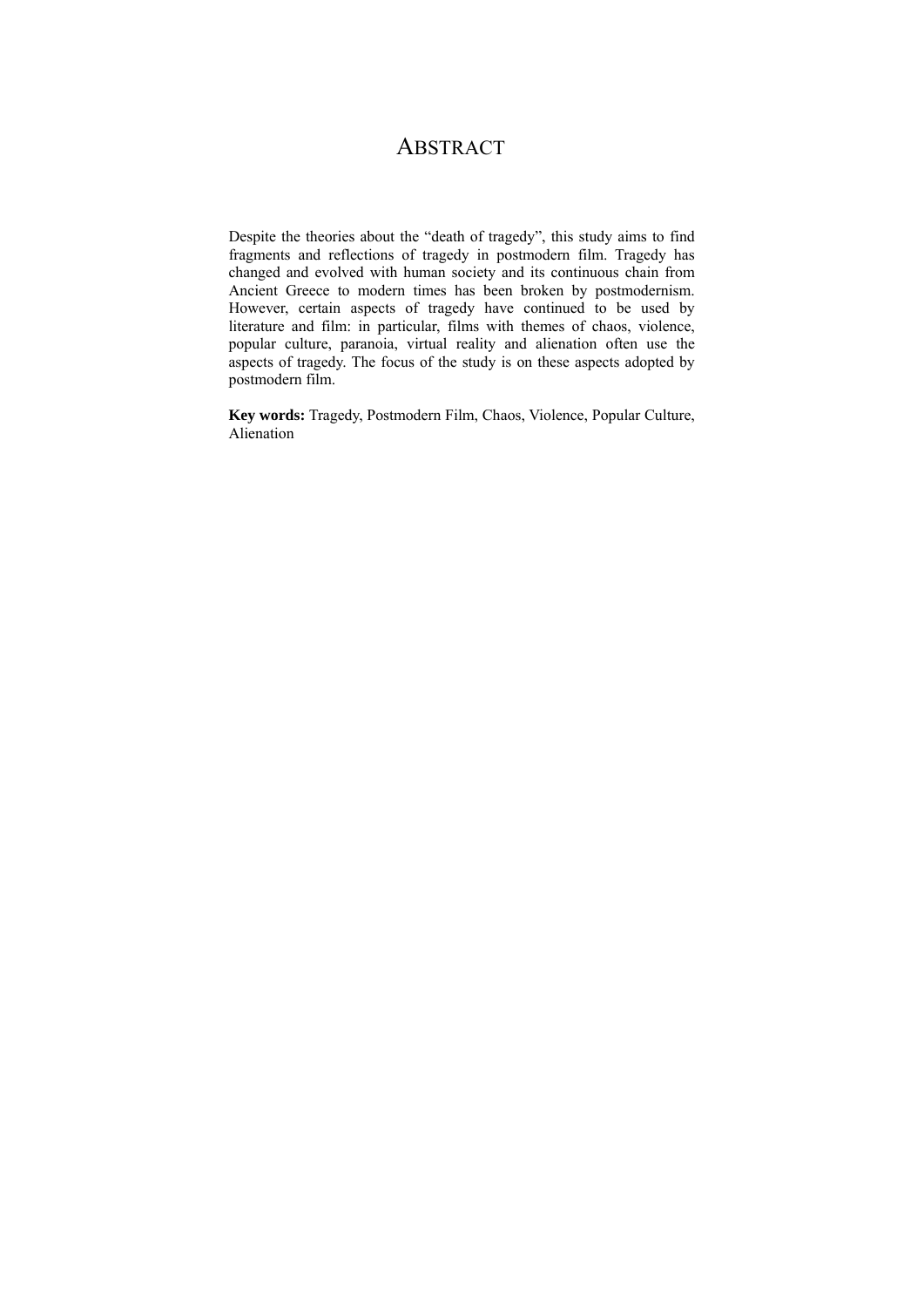# Abstract

Despite the theories about the "death of tragedy", this study aims to find fragments and reflections of tragedy in postmodern film. Tragedy has changed and evolved with human society and its continuous chain from Ancient Greece to modern times has been broken by postmodernism. However, certain aspects of tragedy have continued to be used by literature and film: in particular, films with themes of chaos, violence, popular culture, paranoia, virtual reality and alienation often use the aspects of tragedy. The focus of the study is on these aspects adopted by postmodern film.

**Key words:** Tragedy, Postmodern Film, Chaos, Violence, Popular Culture, Alienation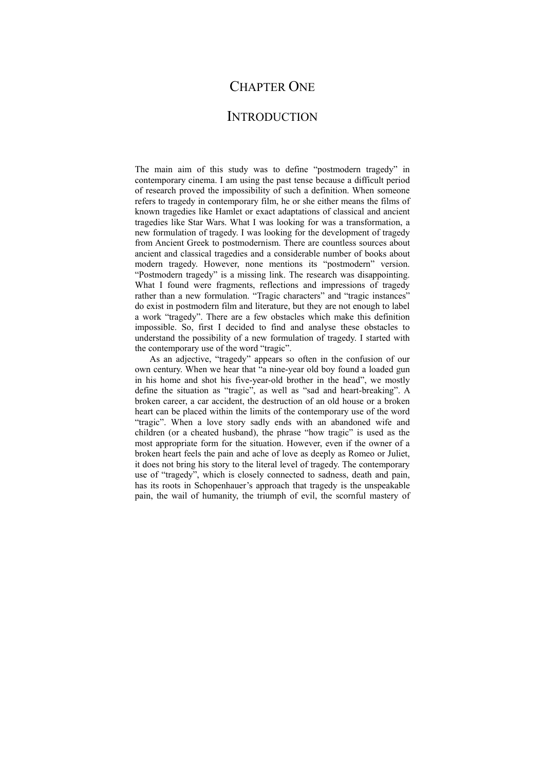# Chapter One

# Introduction

The main aim of this study was to define "postmodern tragedy" in contemporary cinema. I am using the past tense because a difficult period of research proved the impossibility of such a definition. When someone refers to tragedy in contemporary film, he or she either means the films of known tragedies like Hamlet or exact adaptations of classical and ancient tragedies like Star Wars. What I was looking for was a transformation, a new formulation of tragedy. I was looking for the development of tragedy from Ancient Greek to postmodernism. There are countless sources about ancient and classical tragedies and a considerable number of books about modern tragedy. However, none mentions its "postmodern" version. "Postmodern tragedy" is a missing link. The research was disappointing. What I found were fragments, reflections and impressions of tragedy rather than a new formulation. "Tragic characters" and "tragic instances" do exist in postmodern film and literature, but they are not enough to label a work "tragedy". There are a few obstacles which make this definition impossible. So, first I decided to find and analyse these obstacles to understand the possibility of a new formulation of tragedy. I started with the contemporary use of the word "tragic".

As an adjective, "tragedy" appears so often in the confusion of our own century. When we hear that "a nine-year old boy found a loaded gun in his home and shot his five-year-old brother in the head", we mostly define the situation as "tragic", as well as "sad and heart-breaking". A broken career, a car accident, the destruction of an old house or a broken heart can be placed within the limits of the contemporary use of the word "tragic". When a love story sadly ends with an abandoned wife and children (or a cheated husband), the phrase "how tragic" is used as the most appropriate form for the situation. However, even if the owner of a broken heart feels the pain and ache of love as deeply as Romeo or Juliet, it does not bring his story to the literal level of tragedy. The contemporary use of "tragedy", which is closely connected to sadness, death and pain, has its roots in Schopenhauer's approach that tragedy is the unspeakable pain, the wail of humanity, the triumph of evil, the scornful mastery of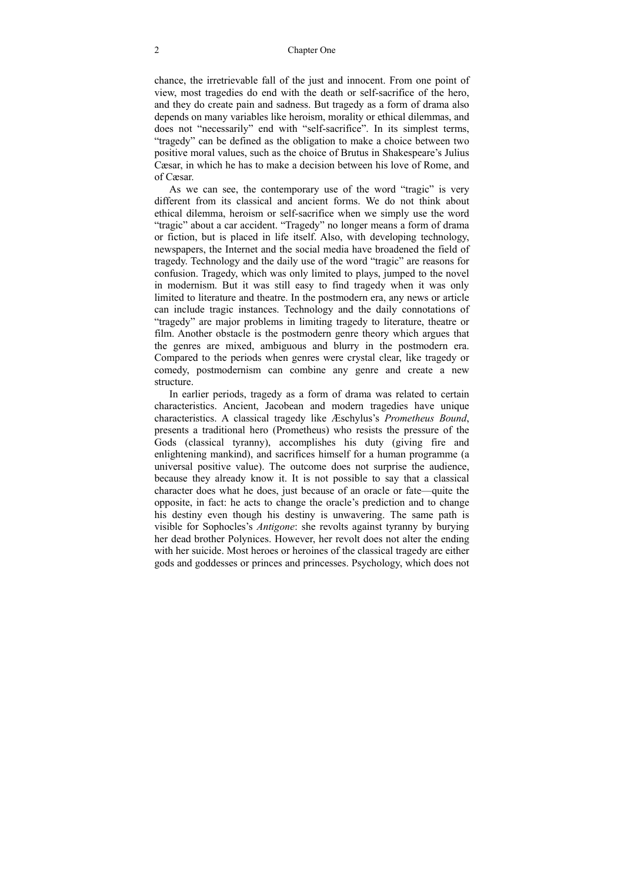chance, the irretrievable fall of the just and innocent. From one point of view, most tragedies do end with the death or self-sacrifice of the hero, and they do create pain and sadness. But tragedy as a form of drama also depends on many variables like heroism, morality or ethical dilemmas, and does not "necessarily" end with "self-sacrifice". In its simplest terms, "tragedy" can be defined as the obligation to make a choice between two positive moral values, such as the choice of Brutus in Shakespeare's Julius Cæsar, in which he has to make a decision between his love of Rome, and of Cæsar.

As we can see, the contemporary use of the word "tragic" is very different from its classical and ancient forms. We do not think about ethical dilemma, heroism or self-sacrifice when we simply use the word "tragic" about a car accident. "Tragedy" no longer means a form of drama or fiction, but is placed in life itself. Also, with developing technology, newspapers, the Internet and the social media have broadened the field of tragedy. Technology and the daily use of the word "tragic" are reasons for confusion. Tragedy, which was only limited to plays, jumped to the novel in modernism. But it was still easy to find tragedy when it was only limited to literature and theatre. In the postmodern era, any news or article can include tragic instances. Technology and the daily connotations of "tragedy" are major problems in limiting tragedy to literature, theatre or film. Another obstacle is the postmodern genre theory which argues that the genres are mixed, ambiguous and blurry in the postmodern era. Compared to the periods when genres were crystal clear, like tragedy or comedy, postmodernism can combine any genre and create a new structure.

In earlier periods, tragedy as a form of drama was related to certain characteristics. Ancient, Jacobean and modern tragedies have unique characteristics. A classical tragedy like Æschylus's *Prometheus Bound*, presents a traditional hero (Prometheus) who resists the pressure of the Gods (classical tyranny), accomplishes his duty (giving fire and enlightening mankind), and sacrifices himself for a human programme (a universal positive value). The outcome does not surprise the audience, because they already know it. It is not possible to say that a classical character does what he does, just because of an oracle or fate—quite the opposite, in fact: he acts to change the oracle's prediction and to change his destiny even though his destiny is unwavering. The same path is visible for Sophocles's *Antigone*: she revolts against tyranny by burying her dead brother Polynices. However, her revolt does not alter the ending with her suicide. Most heroes or heroines of the classical tragedy are either gods and goddesses or princes and princesses. Psychology, which does not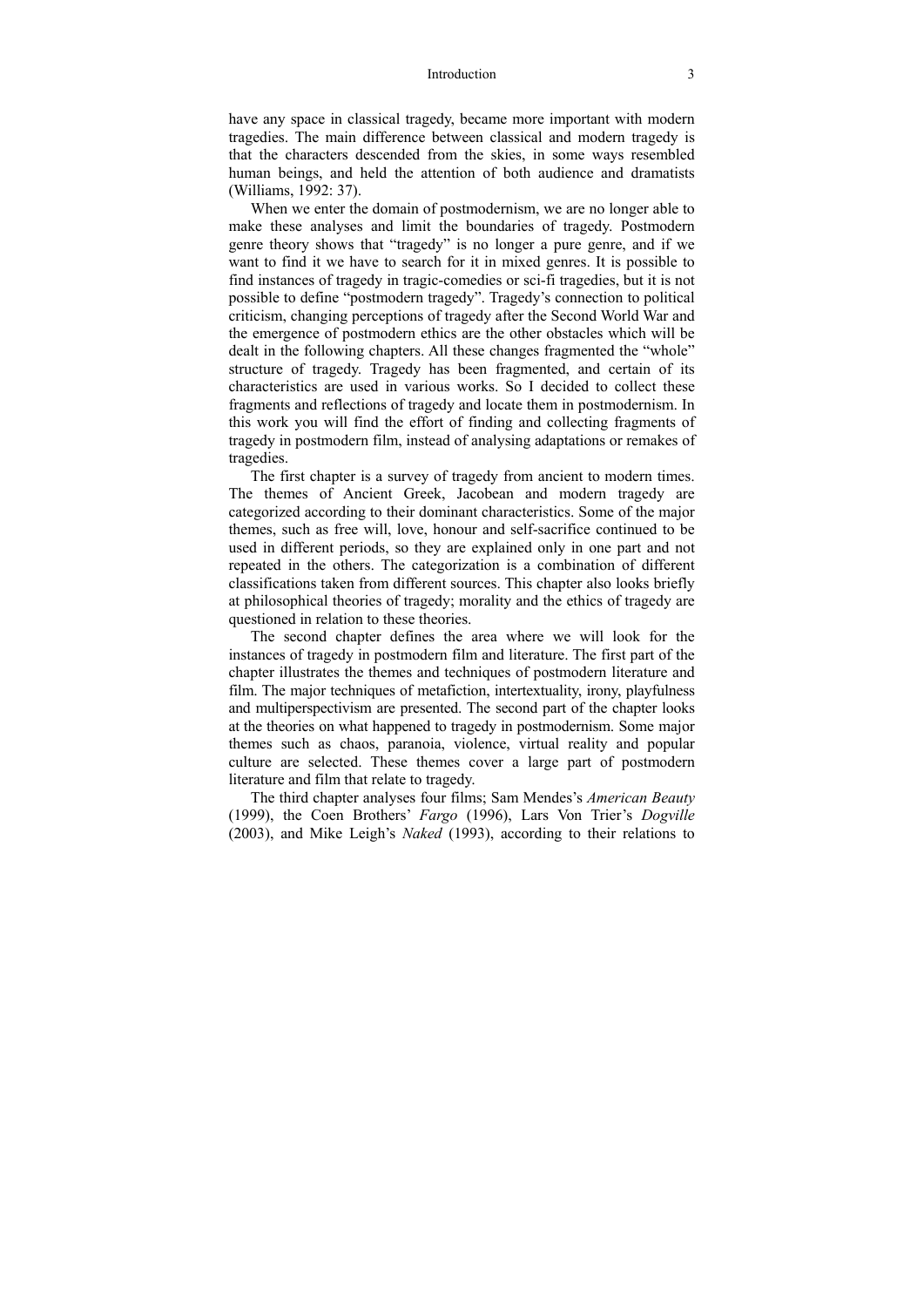have any space in classical tragedy, became more important with modern tragedies. The main difference between classical and modern tragedy is that the characters descended from the skies, in some ways resembled human beings, and held the attention of both audience and dramatists (Williams, 1992: 37).

When we enter the domain of postmodernism, we are no longer able to make these analyses and limit the boundaries of tragedy. Postmodern genre theory shows that "tragedy" is no longer a pure genre, and if we want to find it we have to search for it in mixed genres. It is possible to find instances of tragedy in tragic-comedies or sci-fi tragedies, but it is not possible to define "postmodern tragedy". Tragedy's connection to political criticism, changing perceptions of tragedy after the Second World War and the emergence of postmodern ethics are the other obstacles which will be dealt in the following chapters. All these changes fragmented the "whole" structure of tragedy. Tragedy has been fragmented, and certain of its characteristics are used in various works. So I decided to collect these fragments and reflections of tragedy and locate them in postmodernism. In this work you will find the effort of finding and collecting fragments of tragedy in postmodern film, instead of analysing adaptations or remakes of tragedies.

The first chapter is a survey of tragedy from ancient to modern times. The themes of Ancient Greek, Jacobean and modern tragedy are categorized according to their dominant characteristics. Some of the major themes, such as free will, love, honour and self-sacrifice continued to be used in different periods, so they are explained only in one part and not repeated in the others. The categorization is a combination of different classifications taken from different sources. This chapter also looks briefly at philosophical theories of tragedy; morality and the ethics of tragedy are questioned in relation to these theories.

The second chapter defines the area where we will look for the instances of tragedy in postmodern film and literature. The first part of the chapter illustrates the themes and techniques of postmodern literature and film. The major techniques of metafiction, intertextuality, irony, playfulness and multiperspectivism are presented. The second part of the chapter looks at the theories on what happened to tragedy in postmodernism. Some major themes such as chaos, paranoia, violence, virtual reality and popular culture are selected. These themes cover a large part of postmodern literature and film that relate to tragedy.

The third chapter analyses four films; Sam Mendes's *American Beauty* (1999), the Coen Brothers' *Fargo* (1996), Lars Von Trier's *Dogville* (2003), and Mike Leigh's *Naked* (1993), according to their relations to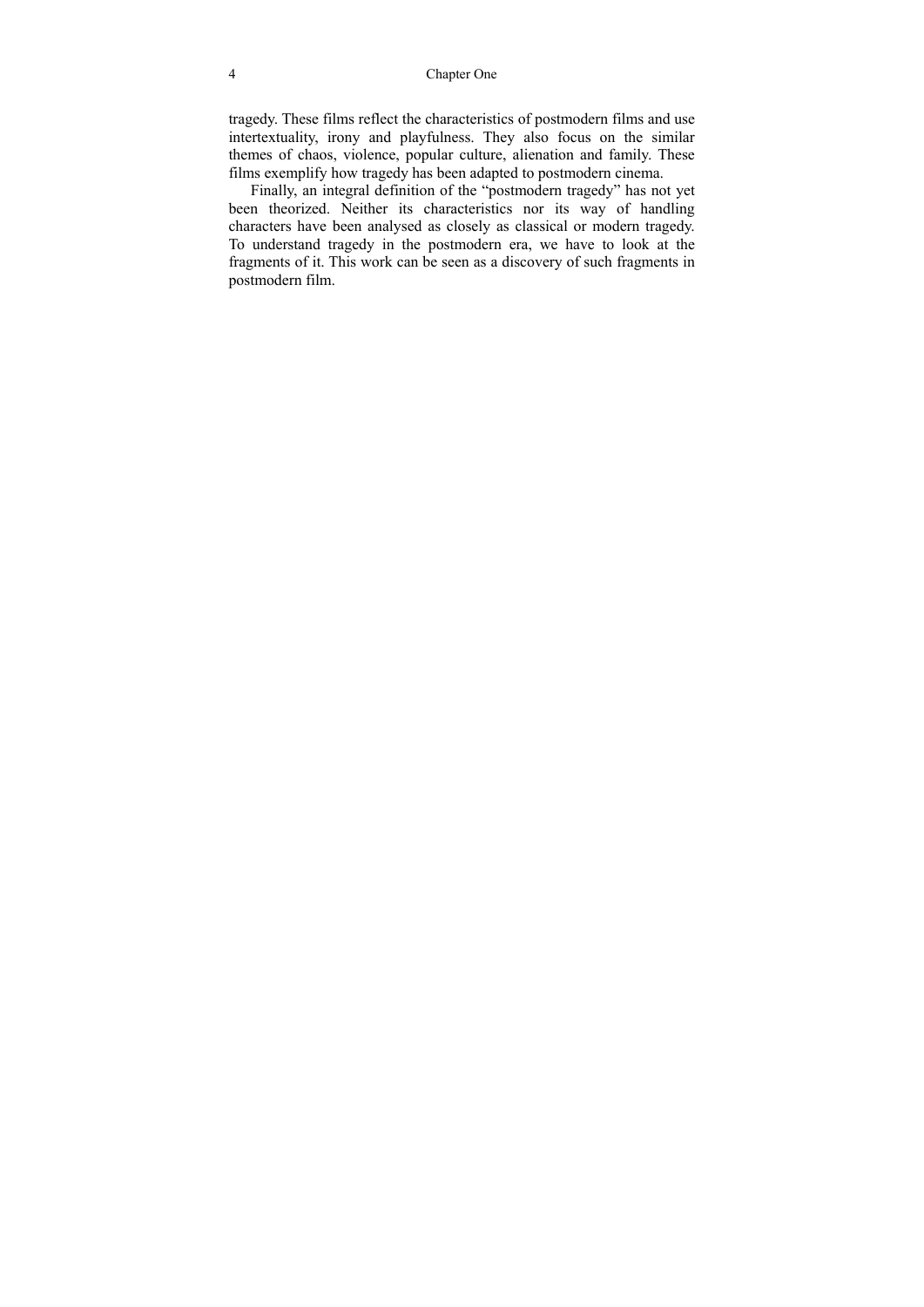tragedy. These films reflect the characteristics of postmodern films and use intertextuality, irony and playfulness. They also focus on the similar themes of chaos, violence, popular culture, alienation and family. These films exemplify how tragedy has been adapted to postmodern cinema.

Finally, an integral definition of the "postmodern tragedy" has not yet been theorized. Neither its characteristics nor its way of handling characters have been analysed as closely as classical or modern tragedy. To understand tragedy in the postmodern era, we have to look at the fragments of it. This work can be seen as a discovery of such fragments in postmodern film.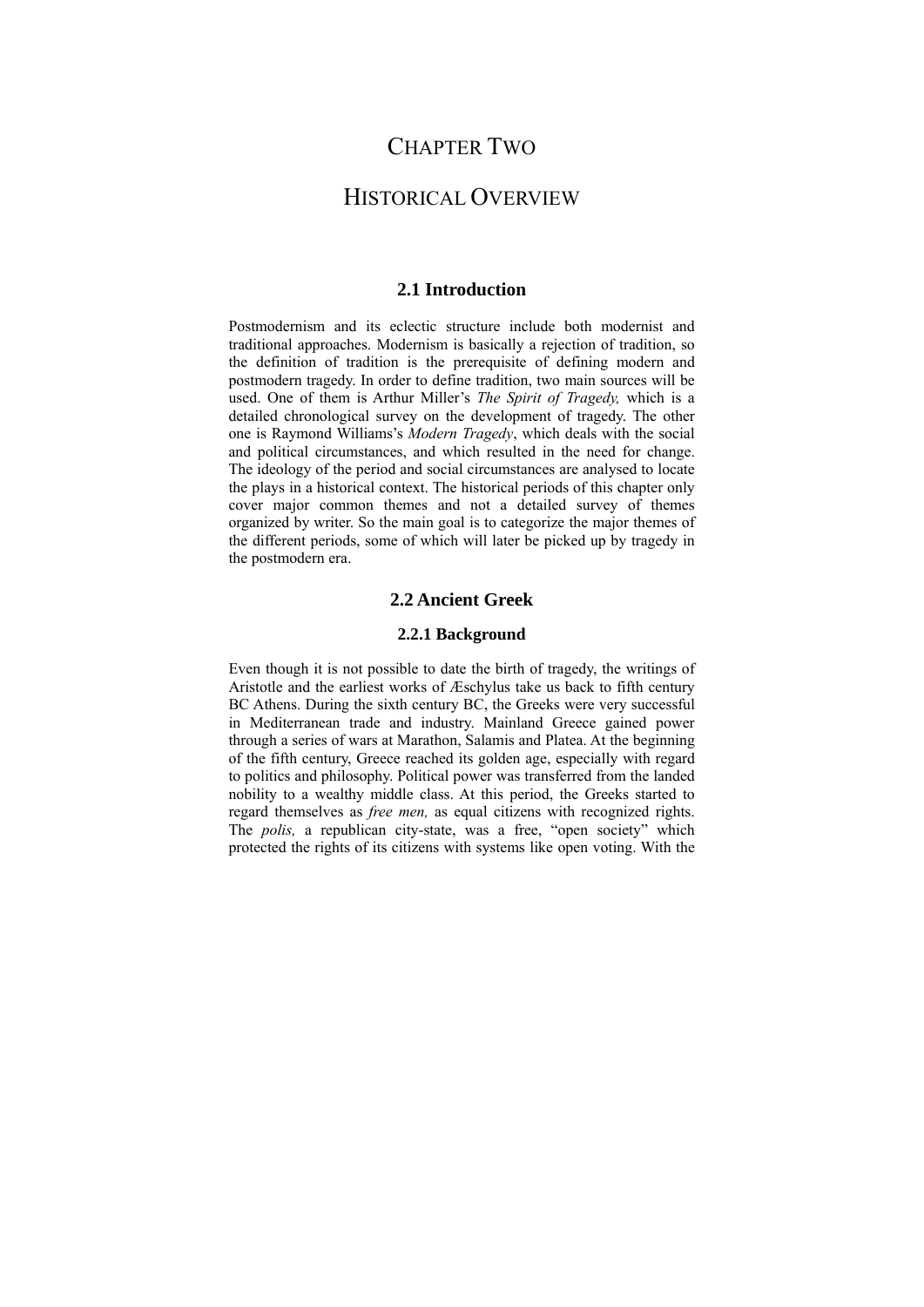# Chapter Two

# Historical Overview

## 2.1 Introduction

Postmodernism and its eclectic structure include both modernist and traditional approaches. Modernism is basically a rejection of tradition, so the definition of tradition is the prerequisite of defining modern and postmodern tragedy. In order to define tradition, two main sources will be used. One of them is Arthur Miller's *The Spirit of Tragedy,* which is a detailed chronological survey on the development of tragedy. The other one is Raymond Williams's *Modern Tragedy*, which deals with the social and political circumstances, and which resulted in the need for change. The ideology of the period and social circumstances are analysed to locate the plays in a historical context. The historical periods of this chapter only cover major common themes and not a detailed survey of themes organized by writer. So the main goal is to categorize the major themes of the different periods, some of which will later be picked up by tragedy in the postmodern era.

## 2.2 Ancient Greek

### 2.2.1 Background

Even though it is not possible to date the birth of tragedy, the writings of Aristotle and the earliest works of Æschylus take us back to fifth century BC Athens. During the sixth century BC, the Greeks were very successful in Mediterranean trade and industry. Mainland Greece gained power through a series of wars at Marathon, Salamis and Platea. At the beginning of the fifth century, Greece reached its golden age, especially with regard to politics and philosophy. Political power was transferred from the landed nobility to a wealthy middle class. At this period, the Greeks started to regard themselves as *free men,* as equal citizens with recognized rights. The *polis,* a republican city-state, was a free, "open society" which protected the rights of its citizens with systems like open voting. With the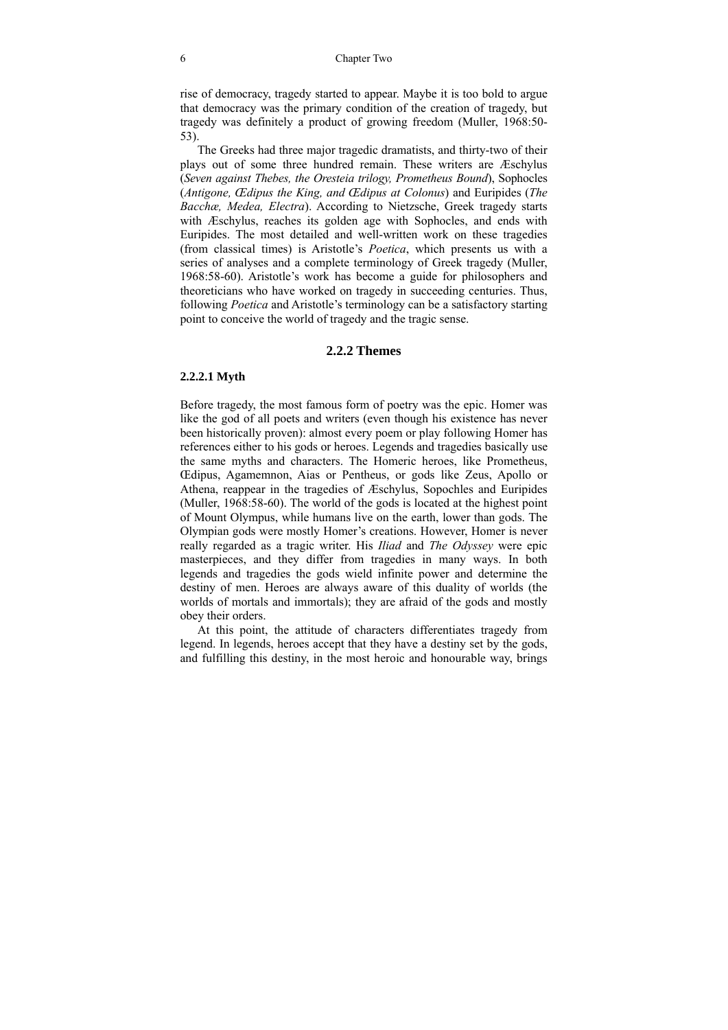rise of democracy, tragedy started to appear. Maybe it is too bold to argue that democracy was the primary condition of the creation of tragedy, but tragedy was definitely a product of growing freedom (Muller, 1968:50-53).

The Greeks had three major tragedic dramatists, and thirty-two of their plays out of some three hundred remain. These writers are Æschylus (*Seven against Thebes, the Oresteia trilogy, Prometheus Bound*), Sophocles (*Antigone, Œdipus the King, and Œdipus at Colonus*) and Euripides (*The Bacchæ, Medea, Electra*). According to Nietzsche, Greek tragedy starts with Æschylus, reaches its golden age with Sophocles, and ends with Euripides. The most detailed and well-written work on these tragedies (from classical times) is Aristotle's *Poetica*, which presents us with a series of analyses and a complete terminology of Greek tragedy (Muller, 1968:58-60). Aristotle's work has become a guide for philosophers and theoreticians who have worked on tragedy in succeeding centuries. Thus, following *Poetica* and Aristotle's terminology can be a satisfactory starting point to conceive the world of tragedy and the tragic sense.

## 2.2.2 Themes

### 2.2.2.1 Myth

Before tragedy, the most famous form of poetry was the epic. Homer was like the god of all poets and writers (even though his existence has never been historically proven): almost every poem or play following Homer has references either to his gods or heroes. Legends and tragedies basically use the same myths and characters. The Homeric heroes, like Prometheus, Œdipus, Agamemnon, Aias or Pentheus, or gods like Zeus, Apollo or Athena, reappear in the tragedies of Æschylus, Sopochles and Euripides (Muller, 1968:58-60). The world of the gods is located at the highest point of Mount Olympus, while humans live on the earth, lower than gods. The Olympian gods were mostly Homer's creations. However, Homer is never really regarded as a tragic writer. His *Iliad* and *The Odyssey* were epic masterpieces, and they differ from tragedies in many ways. In both legends and tragedies the gods wield infinite power and determine the destiny of men. Heroes are always aware of this duality of worlds (the worlds of mortals and immortals); they are afraid of the gods and mostly obey their orders.

At this point, the attitude of characters differentiates tragedy from legend. In legends, heroes accept that they have a destiny set by the gods, and fulfilling this destiny, in the most heroic and honourable way, brings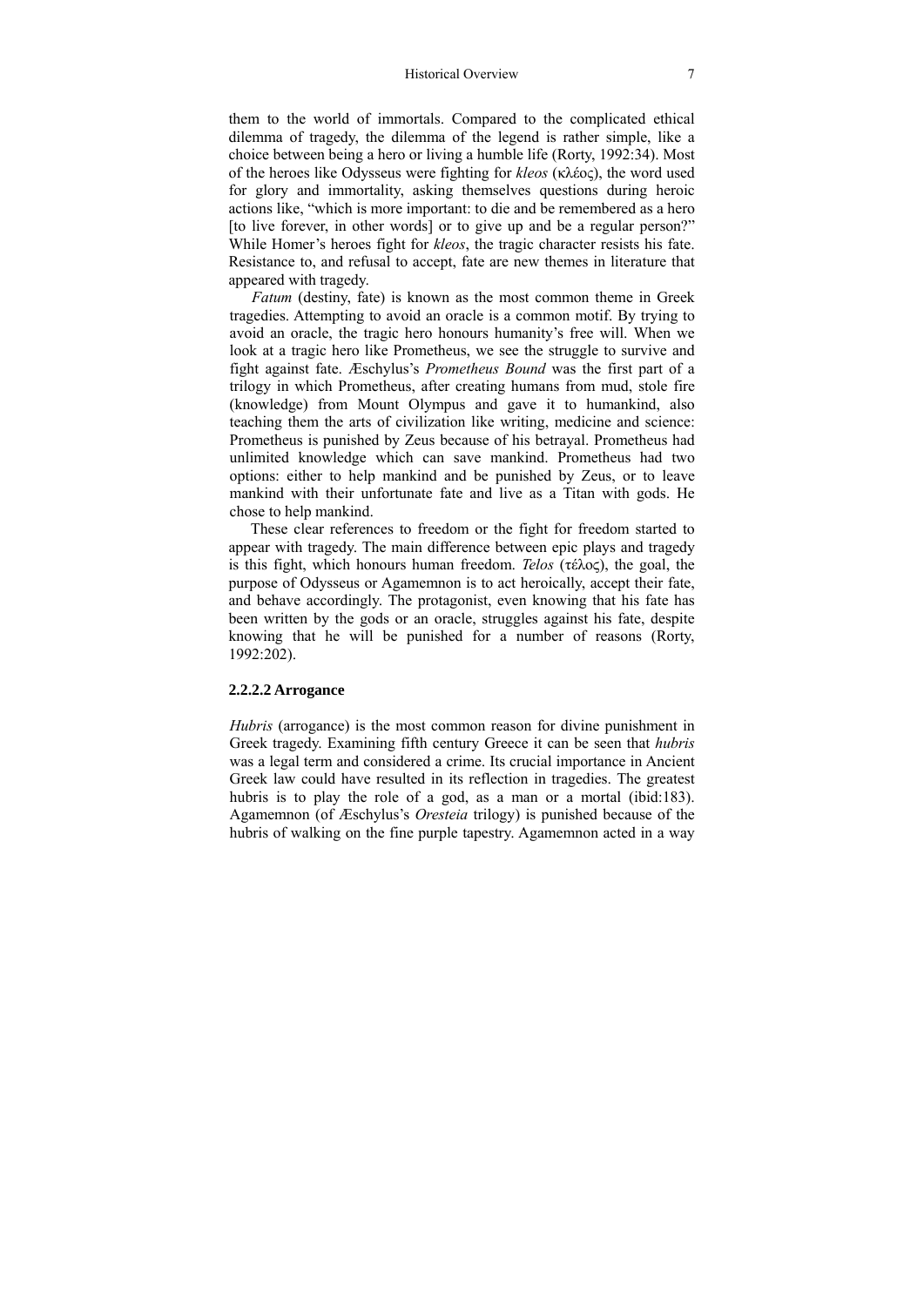them to the world of immortals. Compared to the complicated ethical dilemma of tragedy, the dilemma of the legend is rather simple, like a choice between being a hero or living a humble life (Rorty, 1992:34). Most of the heroes like Odysseus were fighting for *kleos* (κλέος), the word used for glory and immortality, asking themselves questions during heroic actions like, "which is more important: to die and be remembered as a hero [to live forever, in other words] or to give up and be a regular person?" While Homer's heroes fight for *kleos*, the tragic character resists his fate. Resistance to, and refusal to accept, fate are new themes in literature that appeared with tragedy.

*Fatum* (destiny, fate) is known as the most common theme in Greek tragedies. Attempting to avoid an oracle is a common motif. By trying to avoid an oracle, the tragic hero honours humanity's free will. When we look at a tragic hero like Prometheus, we see the struggle to survive and fight against fate. Æschylus's *Prometheus Bound* was the first part of a trilogy in which Prometheus, after creating humans from mud, stole fire (knowledge) from Mount Olympus and gave it to humankind, also teaching them the arts of civilization like writing, medicine and science: Prometheus is punished by Zeus because of his betrayal. Prometheus had unlimited knowledge which can save mankind. Prometheus had two options: either to help mankind and be punished by Zeus, or to leave mankind with their unfortunate fate and live as a Titan with gods. He chose to help mankind.

These clear references to freedom or the fight for freedom started to appear with tragedy. The main difference between epic plays and tragedy is this fight, which honours human freedom. *Telos* (τέλος), the goal, the purpose of Odysseus or Agamemnon is to act heroically, accept their fate, and behave accordingly. The protagonist, even knowing that his fate has been written by the gods or an oracle, struggles against his fate, despite knowing that he will be punished for a number of reasons (Rorty, 1992:202).

#### 2.2.2.2 Arrogance

*Hubris* (arrogance) is the most common reason for divine punishment in Greek tragedy. Examining fifth century Greece it can be seen that *hubris* was a legal term and considered a crime. Its crucial importance in Ancient Greek law could have resulted in its reflection in tragedies. The greatest hubris is to play the role of a god, as a man or a mortal (ibid:183). Agamemnon (of Æschylus's *Oresteia* trilogy) is punished because of the hubris of walking on the fine purple tapestry. Agamemnon acted in a way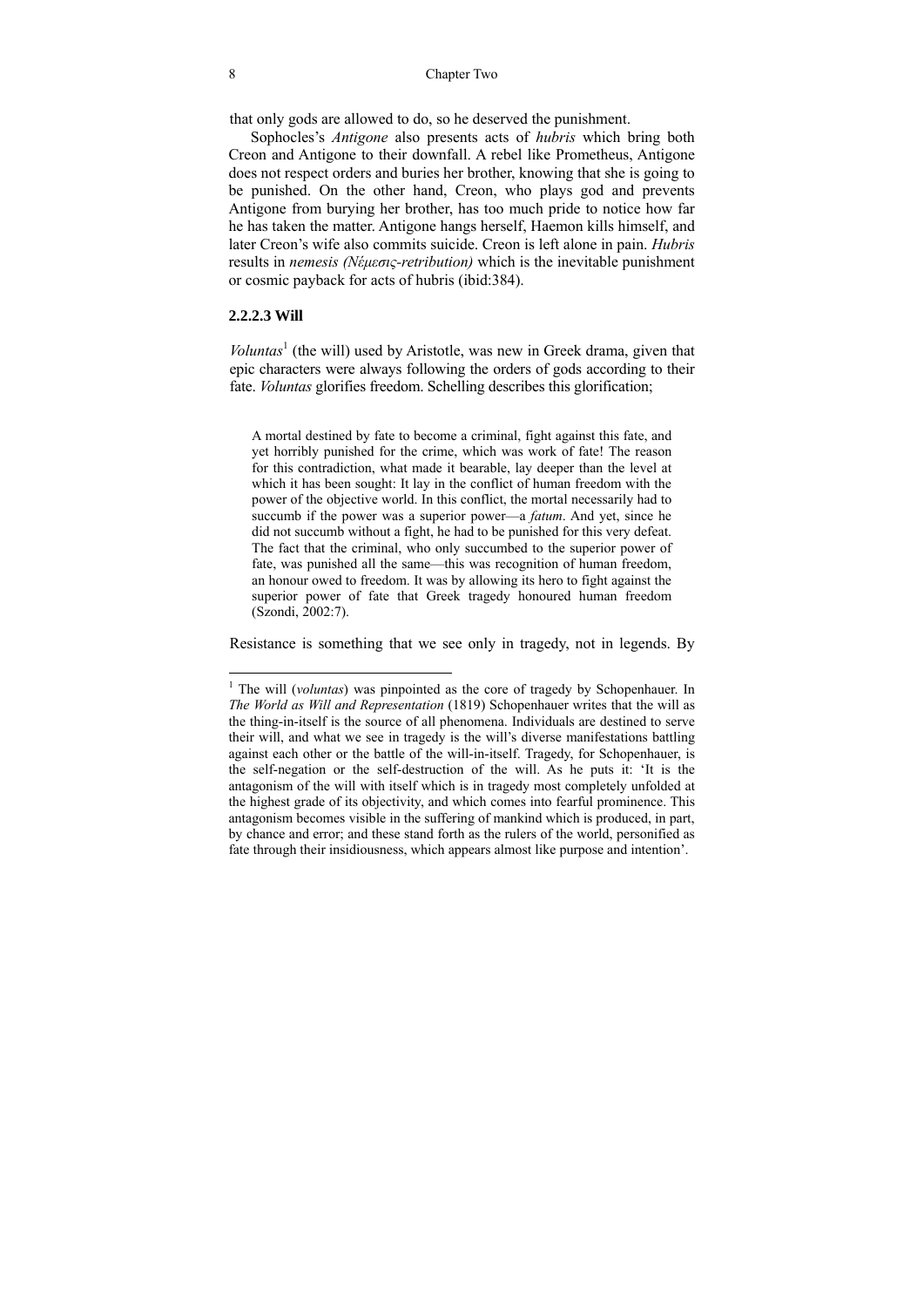that only gods are allowed to do, so he deserved the punishment.

Sophocles's *Antigone* also presents acts of *hubris* which bring both Creon and Antigone to their downfall. A rebel like Prometheus, Antigone does not respect orders and buries her brother, knowing that she is going to be punished. On the other hand, Creon, who plays god and prevents Antigone from burying her brother, has too much pride to notice how far he has taken the matter. Antigone hangs herself, Haemon kills himself, and later Creon's wife also commits suicide. Creon is left alone in pain. *Hubris* results in *nemesis (Νέμεσις-retribution)* which is the inevitable punishment or cosmic payback for acts of hubris (ibid:384).

#### 2.2.2.3 Will

*Voluntas*[1] (the will) used by Aristotle, was new in Greek drama, given that epic characters were always following the orders of gods according to their fate. *Voluntas* glorifies freedom. Schelling describes this glorification;

> A mortal destined by fate to become a criminal, fight against this fate, and yet horribly punished for the crime, which was work of fate! The reason for this contradiction, what made it bearable, lay deeper than the level at which it has been sought: It lay in the conflict of human freedom with the power of the objective world. In this conflict, the mortal necessarily had to succumb if the power was a superior power—a *fatum*. And yet, since he did not succumb without a fight, he had to be punished for this very defeat. The fact that the criminal, who only succumbed to the superior power of fate, was punished all the same—this was recognition of human freedom, an honour owed to freedom. It was by allowing its hero to fight against the superior power of fate that Greek tragedy honoured human freedom (Szondi, 2002:7).

Resistance is something that we see only in tragedy, not in legends. By

---

[1] The will (*voluntas*) was pinpointed as the core of tragedy by Schopenhauer. In *The World as Will and Representation* (1819) Schopenhauer writes that the will as the thing-in-itself is the source of all phenomena. Individuals are destined to serve their will, and what we see in tragedy is the will's diverse manifestations battling against each other or the battle of the will-in-itself. Tragedy, for Schopenhauer, is the self-negation or the self-destruction of the will. As he puts it: 'It is the antagonism of the will with itself which is in tragedy most completely unfolded at the highest grade of its objectivity, and which comes into fearful prominence. This antagonism becomes visible in the suffering of mankind which is produced, in part, by chance and error; and these stand forth as the rulers of the world, personified as fate through their insidiousness, which appears almost like purpose and intention'.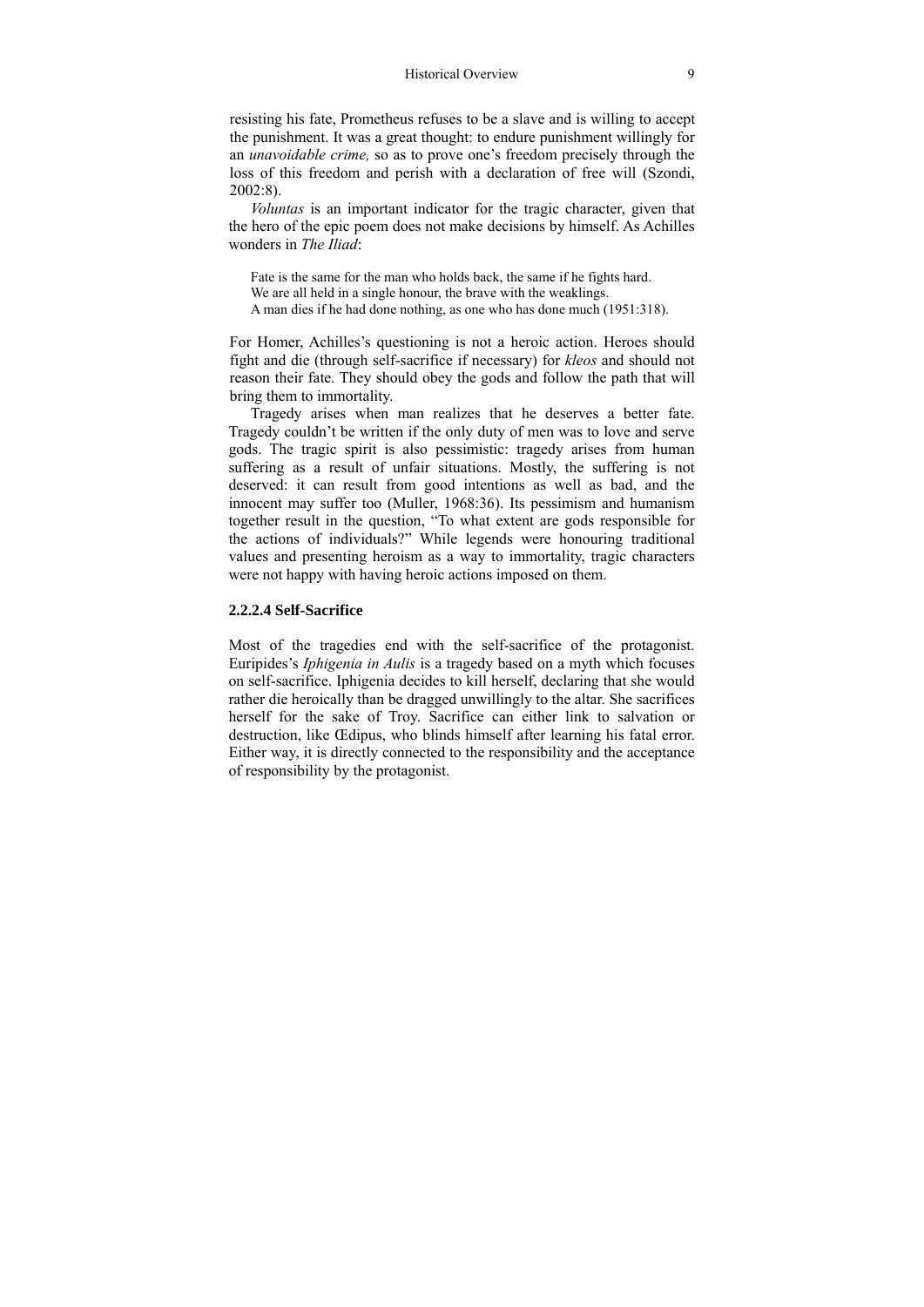resisting his fate, Prometheus refuses to be a slave and is willing to accept the punishment. It was a great thought: to endure punishment willingly for an *unavoidable crime,* so as to prove one's freedom precisely through the loss of this freedom and perish with a declaration of free will (Szondi, 2002:8).

*Voluntas* is an important indicator for the tragic character, given that the hero of the epic poem does not make decisions by himself. As Achilles wonders in *The Iliad*:

> Fate is the same for the man who holds back, the same if he fights hard.
> We are all held in a single honour, the brave with the weaklings.
> A man dies if he had done nothing, as one who has done much (1951:318).

For Homer, Achilles's questioning is not a heroic action. Heroes should fight and die (through self-sacrifice if necessary) for *kleos* and should not reason their fate. They should obey the gods and follow the path that will bring them to immortality.

Tragedy arises when man realizes that he deserves a better fate. Tragedy couldn't be written if the only duty of men was to love and serve gods. The tragic spirit is also pessimistic: tragedy arises from human suffering as a result of unfair situations. Mostly, the suffering is not deserved: it can result from good intentions as well as bad, and the innocent may suffer too (Muller, 1968:36). Its pessimism and humanism together result in the question, "To what extent are gods responsible for the actions of individuals?" While legends were honouring traditional values and presenting heroism as a way to immortality, tragic characters were not happy with having heroic actions imposed on them.

#### 2.2.2.4 Self-Sacrifice

Most of the tragedies end with the self-sacrifice of the protagonist. Euripides's *Iphigenia in Aulis* is a tragedy based on a myth which focuses on self-sacrifice. Iphigenia decides to kill herself, declaring that she would rather die heroically than be dragged unwillingly to the altar. She sacrifices herself for the sake of Troy. Sacrifice can either link to salvation or destruction, like Œdipus, who blinds himself after learning his fatal error. Either way, it is directly connected to the responsibility and the acceptance of responsibility by the protagonist.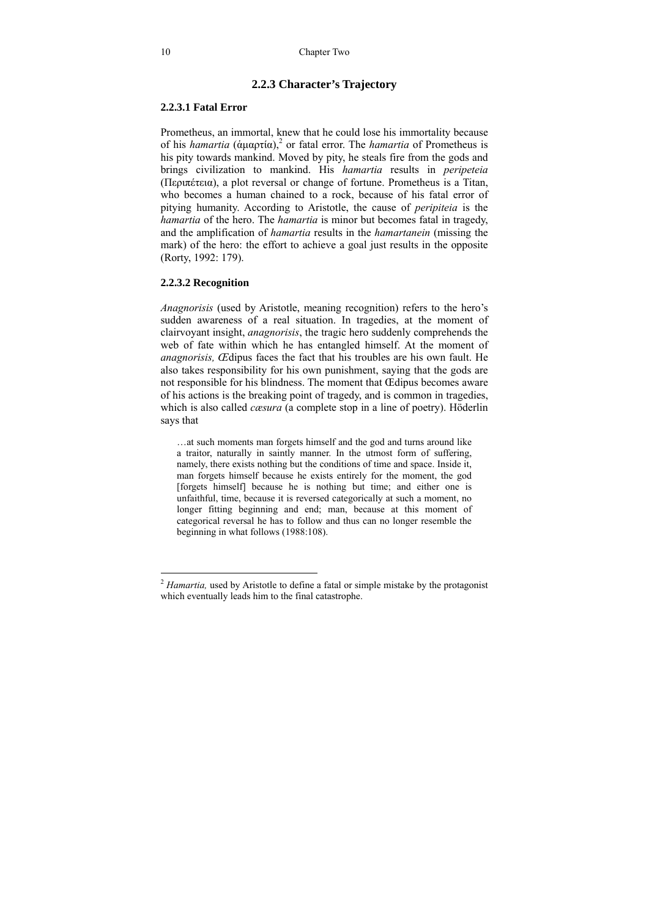### 2.2.3 Character's Trajectory

#### 2.2.3.1 Fatal Error

Prometheus, an immortal, knew that he could lose his immortality because of his *hamartia* (ἁμαρτία),[2] or fatal error. The *hamartia* of Prometheus is his pity towards mankind. Moved by pity, he steals fire from the gods and brings civilization to mankind. His *hamartia* results in *peripeteia* (Περιπέτεια), a plot reversal or change of fortune. Prometheus is a Titan, who becomes a human chained to a rock, because of his fatal error of pitying humanity. According to Aristotle, the cause of *peripiteia* is the *hamartia* of the hero. The *hamartia* is minor but becomes fatal in tragedy, and the amplification of *hamartia* results in the *hamartanein* (missing the mark) of the hero: the effort to achieve a goal just results in the opposite (Rorty, 1992: 179).

#### 2.2.3.2 Recognition

*Anagnorisis* (used by Aristotle, meaning recognition) refers to the hero's sudden awareness of a real situation. In tragedies, at the moment of clairvoyant insight, *anagnorisis*, the tragic hero suddenly comprehends the web of fate within which he has entangled himself. At the moment of *anagnorisis, Œ*dipus faces the fact that his troubles are his own fault. He also takes responsibility for his own punishment, saying that the gods are not responsible for his blindness. The moment that Œdipus becomes aware of his actions is the breaking point of tragedy, and is common in tragedies, which is also called *cæsura* (a complete stop in a line of poetry). Höderlin says that

> …at such moments man forgets himself and the god and turns around like a traitor, naturally in saintly manner. In the utmost form of suffering, namely, there exists nothing but the conditions of time and space. Inside it, man forgets himself because he exists entirely for the moment, the god [forgets himself] because he is nothing but time; and either one is unfaithful, time, because it is reversed categorically at such a moment, no longer fitting beginning and end; man, because at this moment of categorical reversal he has to follow and thus can no longer resemble the beginning in what follows (1988:108).

---

[2] *Hamartia,* used by Aristotle to define a fatal or simple mistake by the protagonist which eventually leads him to the final catastrophe.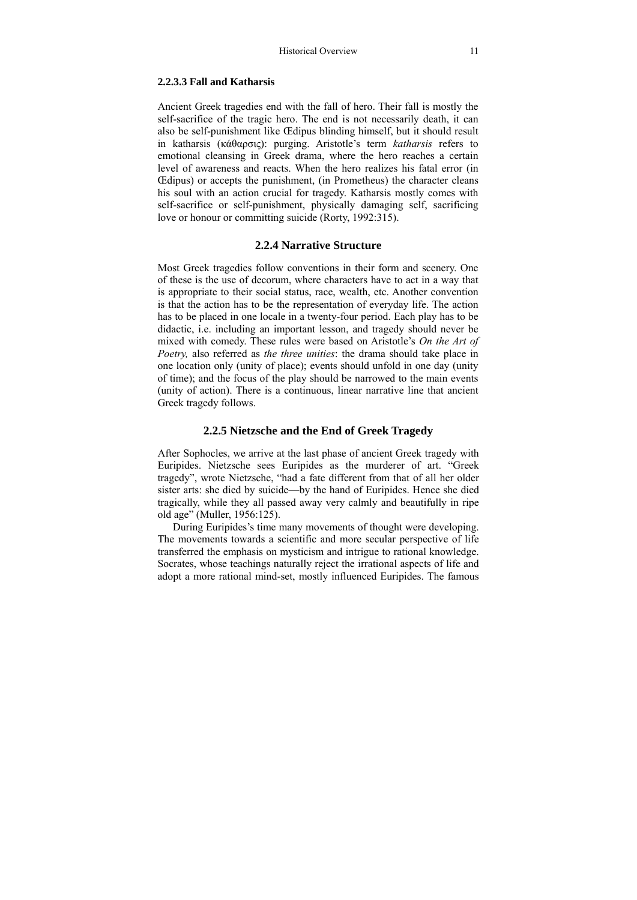#### 2.2.3.3 Fall and Katharsis

Ancient Greek tragedies end with the fall of hero. Their fall is mostly the self-sacrifice of the tragic hero. The end is not necessarily death, it can also be self-punishment like Œdipus blinding himself, but it should result in katharsis (κάθαρσις): purging. Aristotle's term *katharsis* refers to emotional cleansing in Greek drama, where the hero reaches a certain level of awareness and reacts. When the hero realizes his fatal error (in Œdipus) or accepts the punishment, (in Prometheus) the character cleans his soul with an action crucial for tragedy. Katharsis mostly comes with self-sacrifice or self-punishment, physically damaging self, sacrificing love or honour or committing suicide (Rorty, 1992:315).

### 2.2.4 Narrative Structure

Most Greek tragedies follow conventions in their form and scenery. One of these is the use of decorum, where characters have to act in a way that is appropriate to their social status, race, wealth, etc. Another convention is that the action has to be the representation of everyday life. The action has to be placed in one locale in a twenty-four period. Each play has to be didactic, i.e. including an important lesson, and tragedy should never be mixed with comedy. These rules were based on Aristotle's *On the Art of Poetry,* also referred as *the three unities*: the drama should take place in one location only (unity of place); events should unfold in one day (unity of time); and the focus of the play should be narrowed to the main events (unity of action). There is a continuous, linear narrative line that ancient Greek tragedy follows.

### 2.2.5 Nietzsche and the End of Greek Tragedy

After Sophocles, we arrive at the last phase of ancient Greek tragedy with Euripides. Nietzsche sees Euripides as the murderer of art. "Greek tragedy", wrote Nietzsche, "had a fate different from that of all her older sister arts: she died by suicide—by the hand of Euripides. Hence she died tragically, while they all passed away very calmly and beautifully in ripe old age" (Muller, 1956:125).

During Euripides's time many movements of thought were developing. The movements towards a scientific and more secular perspective of life transferred the emphasis on mysticism and intrigue to rational knowledge. Socrates, whose teachings naturally reject the irrational aspects of life and adopt a more rational mind-set, mostly influenced Euripides. The famous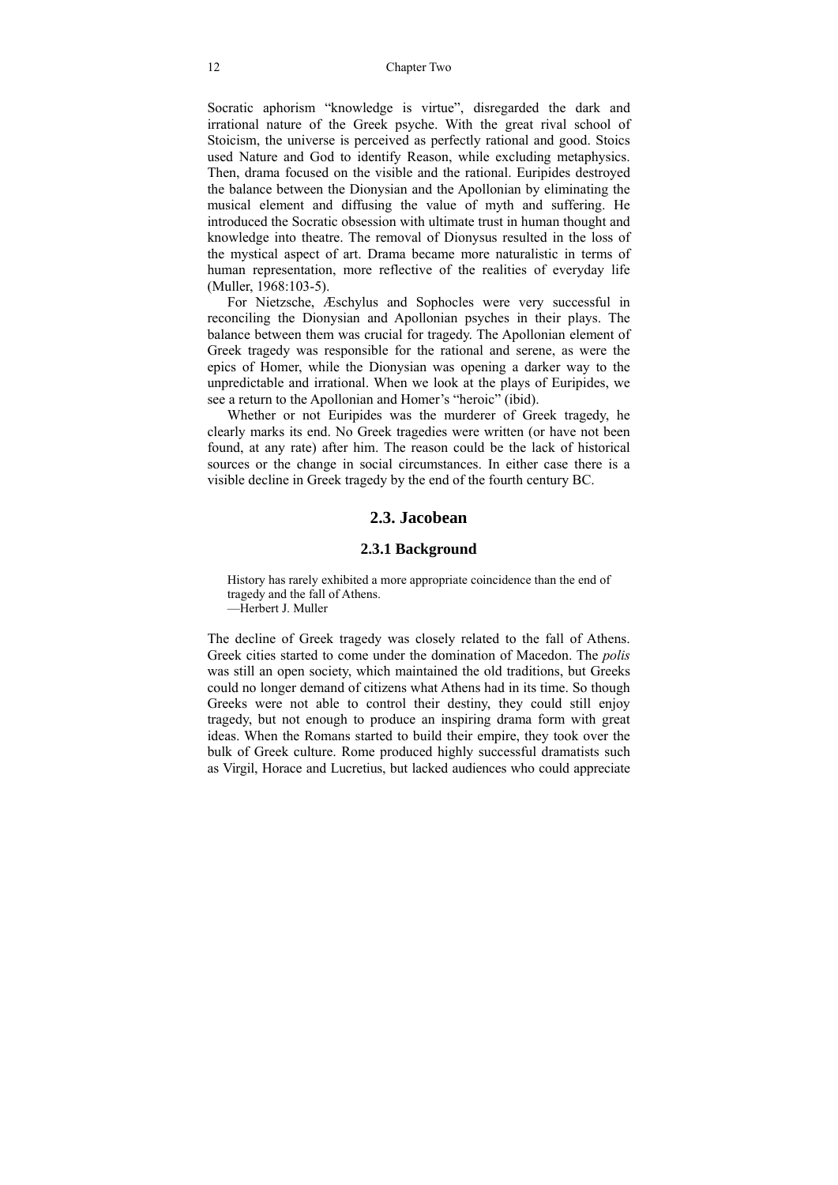Socratic aphorism "knowledge is virtue", disregarded the dark and irrational nature of the Greek psyche. With the great rival school of Stoicism, the universe is perceived as perfectly rational and good. Stoics used Nature and God to identify Reason, while excluding metaphysics. Then, drama focused on the visible and the rational. Euripides destroyed the balance between the Dionysian and the Apollonian by eliminating the musical element and diffusing the value of myth and suffering. He introduced the Socratic obsession with ultimate trust in human thought and knowledge into theatre. The removal of Dionysus resulted in the loss of the mystical aspect of art. Drama became more naturalistic in terms of human representation, more reflective of the realities of everyday life (Muller, 1968:103-5).

For Nietzsche, Æschylus and Sophocles were very successful in reconciling the Dionysian and Apollonian psyches in their plays. The balance between them was crucial for tragedy. The Apollonian element of Greek tragedy was responsible for the rational and serene, as were the epics of Homer, while the Dionysian was opening a darker way to the unpredictable and irrational. When we look at the plays of Euripides, we see a return to the Apollonian and Homer's "heroic" (ibid).

Whether or not Euripides was the murderer of Greek tragedy, he clearly marks its end. No Greek tragedies were written (or have not been found, at any rate) after him. The reason could be the lack of historical sources or the change in social circumstances. In either case there is a visible decline in Greek tragedy by the end of the fourth century BC.

## 2.3. Jacobean

### 2.3.1 Background

> History has rarely exhibited a more appropriate coincidence than the end of tragedy and the fall of Athens.
> —Herbert J. Muller

The decline of Greek tragedy was closely related to the fall of Athens. Greek cities started to come under the domination of Macedon. The *polis* was still an open society, which maintained the old traditions, but Greeks could no longer demand of citizens what Athens had in its time. So though Greeks were not able to control their destiny, they could still enjoy tragedy, but not enough to produce an inspiring drama form with great ideas. When the Romans started to build their empire, they took over the bulk of Greek culture. Rome produced highly successful dramatists such as Virgil, Horace and Lucretius, but lacked audiences who could appreciate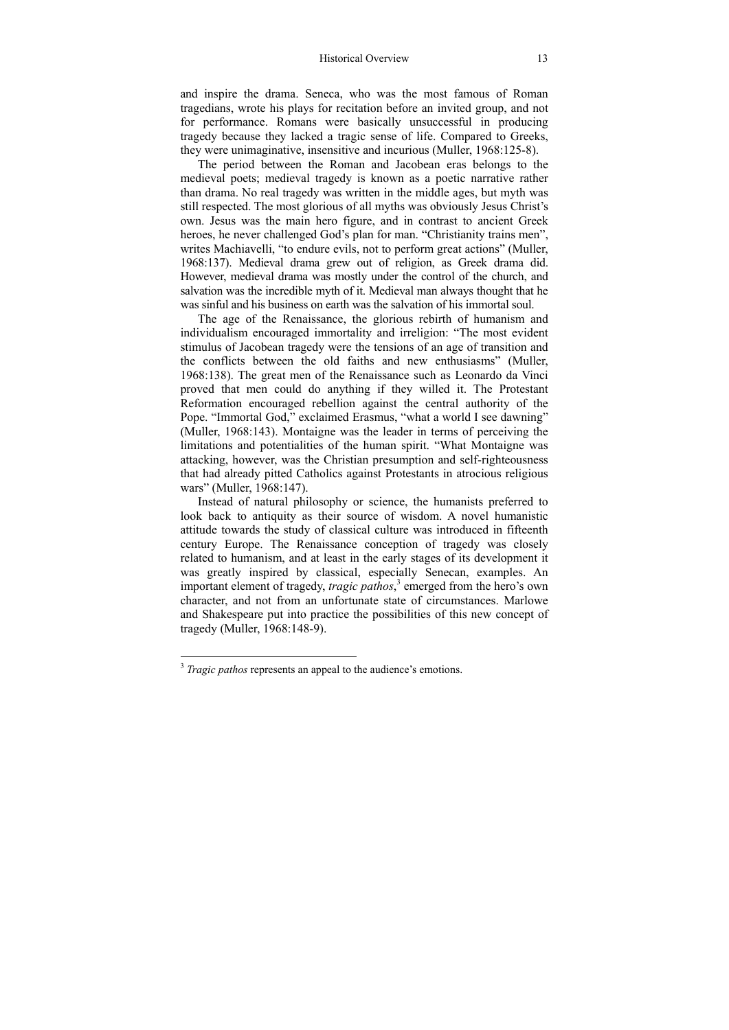and inspire the drama. Seneca, who was the most famous of Roman tragedians, wrote his plays for recitation before an invited group, and not for performance. Romans were basically unsuccessful in producing tragedy because they lacked a tragic sense of life. Compared to Greeks, they were unimaginative, insensitive and incurious (Muller, 1968:125-8).

The period between the Roman and Jacobean eras belongs to the medieval poets; medieval tragedy is known as a poetic narrative rather than drama. No real tragedy was written in the middle ages, but myth was still respected. The most glorious of all myths was obviously Jesus Christ's own. Jesus was the main hero figure, and in contrast to ancient Greek heroes, he never challenged God's plan for man. "Christianity trains men", writes Machiavelli, "to endure evils, not to perform great actions" (Muller, 1968:137). Medieval drama grew out of religion, as Greek drama did. However, medieval drama was mostly under the control of the church, and salvation was the incredible myth of it. Medieval man always thought that he was sinful and his business on earth was the salvation of his immortal soul.

The age of the Renaissance, the glorious rebirth of humanism and individualism encouraged immortality and irreligion: "The most evident stimulus of Jacobean tragedy were the tensions of an age of transition and the conflicts between the old faiths and new enthusiasms" (Muller, 1968:138). The great men of the Renaissance such as Leonardo da Vinci proved that men could do anything if they willed it. The Protestant Reformation encouraged rebellion against the central authority of the Pope. "Immortal God," exclaimed Erasmus, "what a world I see dawning" (Muller, 1968:143). Montaigne was the leader in terms of perceiving the limitations and potentialities of the human spirit. "What Montaigne was attacking, however, was the Christian presumption and self-righteousness that had already pitted Catholics against Protestants in atrocious religious wars" (Muller, 1968:147).

Instead of natural philosophy or science, the humanists preferred to look back to antiquity as their source of wisdom. A novel humanistic attitude towards the study of classical culture was introduced in fifteenth century Europe. The Renaissance conception of tragedy was closely related to humanism, and at least in the early stages of its development it was greatly inspired by classical, especially Senecan, examples. An important element of tragedy, *tragic pathos*,[3] emerged from the hero's own character, and not from an unfortunate state of circumstances. Marlowe and Shakespeare put into practice the possibilities of this new concept of tragedy (Muller, 1968:148-9).

---

[3] *Tragic pathos* represents an appeal to the audience's emotions.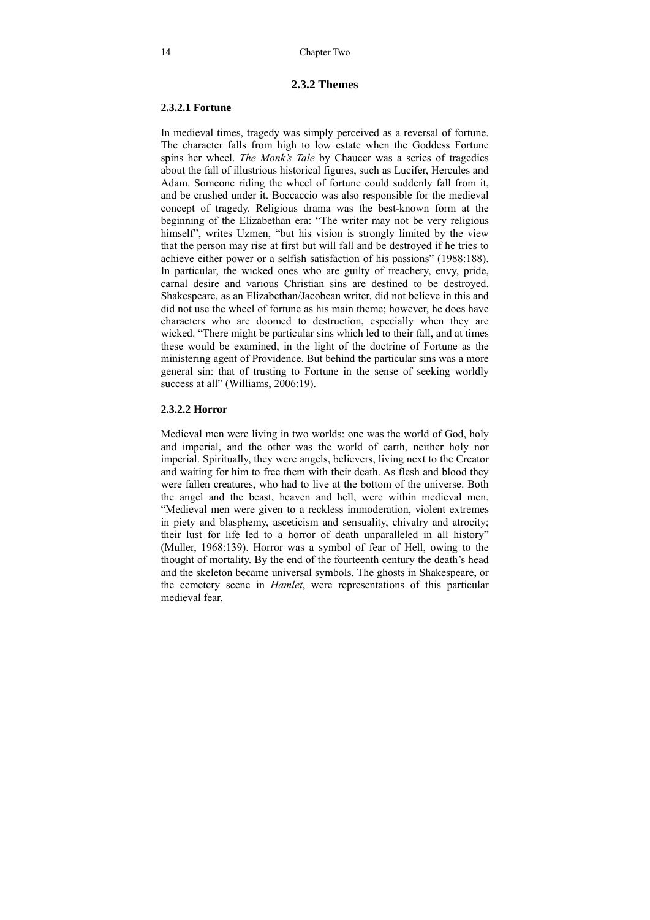### 2.3.2 Themes

#### 2.3.2.1 Fortune

In medieval times, tragedy was simply perceived as a reversal of fortune. The character falls from high to low estate when the Goddess Fortune spins her wheel. *The Monk's Tale* by Chaucer was a series of tragedies about the fall of illustrious historical figures, such as Lucifer, Hercules and Adam. Someone riding the wheel of fortune could suddenly fall from it, and be crushed under it. Boccaccio was also responsible for the medieval concept of tragedy. Religious drama was the best-known form at the beginning of the Elizabethan era: "The writer may not be very religious himself", writes Uzmen, "but his vision is strongly limited by the view that the person may rise at first but will fall and be destroyed if he tries to achieve either power or a selfish satisfaction of his passions" (1988:188). In particular, the wicked ones who are guilty of treachery, envy, pride, carnal desire and various Christian sins are destined to be destroyed. Shakespeare, as an Elizabethan/Jacobean writer, did not believe in this and did not use the wheel of fortune as his main theme; however, he does have characters who are doomed to destruction, especially when they are wicked. "There might be particular sins which led to their fall, and at times these would be examined, in the light of the doctrine of Fortune as the ministering agent of Providence. But behind the particular sins was a more general sin: that of trusting to Fortune in the sense of seeking worldly success at all" (Williams, 2006:19).

#### 2.3.2.2 Horror

Medieval men were living in two worlds: one was the world of God, holy and imperial, and the other was the world of earth, neither holy nor imperial. Spiritually, they were angels, believers, living next to the Creator and waiting for him to free them with their death. As flesh and blood they were fallen creatures, who had to live at the bottom of the universe. Both the angel and the beast, heaven and hell, were within medieval men. "Medieval men were given to a reckless immoderation, violent extremes in piety and blasphemy, asceticism and sensuality, chivalry and atrocity; their lust for life led to a horror of death unparalleled in all history" (Muller, 1968:139). Horror was a symbol of fear of Hell, owing to the thought of mortality. By the end of the fourteenth century the death's head and the skeleton became universal symbols. The ghosts in Shakespeare, or the cemetery scene in *Hamlet*, were representations of this particular medieval fear.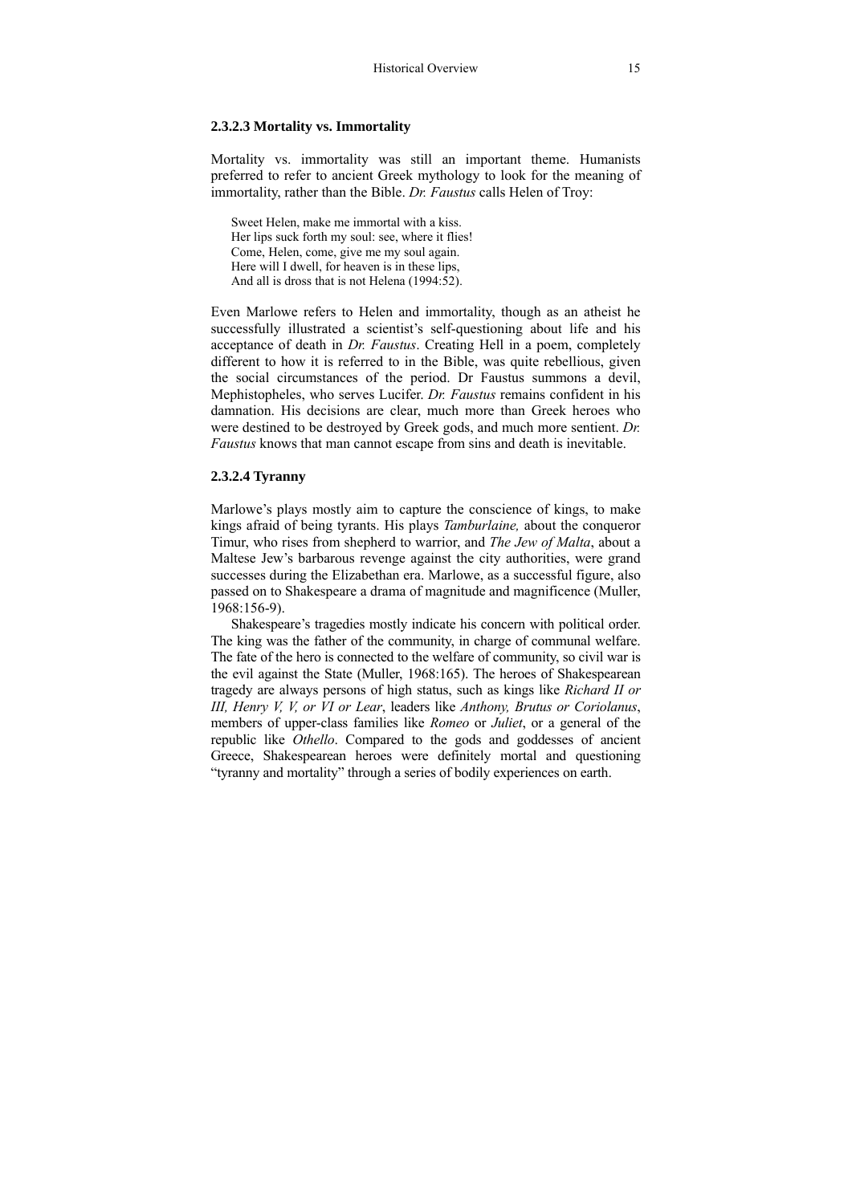#### 2.3.2.3 Mortality vs. Immortality

Mortality vs. immortality was still an important theme. Humanists preferred to refer to ancient Greek mythology to look for the meaning of immortality, rather than the Bible. *Dr. Faustus* calls Helen of Troy:

> Sweet Helen, make me immortal with a kiss.
> Her lips suck forth my soul: see, where it flies!
> Come, Helen, come, give me my soul again.
> Here will I dwell, for heaven is in these lips,
> And all is dross that is not Helena (1994:52).

Even Marlowe refers to Helen and immortality, though as an atheist he successfully illustrated a scientist's self-questioning about life and his acceptance of death in *Dr. Faustus*. Creating Hell in a poem, completely different to how it is referred to in the Bible, was quite rebellious, given the social circumstances of the period. Dr Faustus summons a devil, Mephistopheles, who serves Lucifer. *Dr. Faustus* remains confident in his damnation. His decisions are clear, much more than Greek heroes who were destined to be destroyed by Greek gods, and much more sentient. *Dr. Faustus* knows that man cannot escape from sins and death is inevitable.

#### 2.3.2.4 Tyranny

Marlowe's plays mostly aim to capture the conscience of kings, to make kings afraid of being tyrants. His plays *Tamburlaine,* about the conqueror Timur, who rises from shepherd to warrior, and *The Jew of Malta*, about a Maltese Jew's barbarous revenge against the city authorities, were grand successes during the Elizabethan era. Marlowe, as a successful figure, also passed on to Shakespeare a drama of magnitude and magnificence (Muller, 1968:156-9).

Shakespeare's tragedies mostly indicate his concern with political order. The king was the father of the community, in charge of communal welfare. The fate of the hero is connected to the welfare of community, so civil war is the evil against the State (Muller, 1968:165). The heroes of Shakespearean tragedy are always persons of high status, such as kings like *Richard II or III, Henry V, V, or VI or Lear*, leaders like *Anthony, Brutus or Coriolanus*, members of upper-class families like *Romeo* or *Juliet*, or a general of the republic like *Othello*. Compared to the gods and goddesses of ancient Greece, Shakespearean heroes were definitely mortal and questioning "tyranny and mortality" through a series of bodily experiences on earth.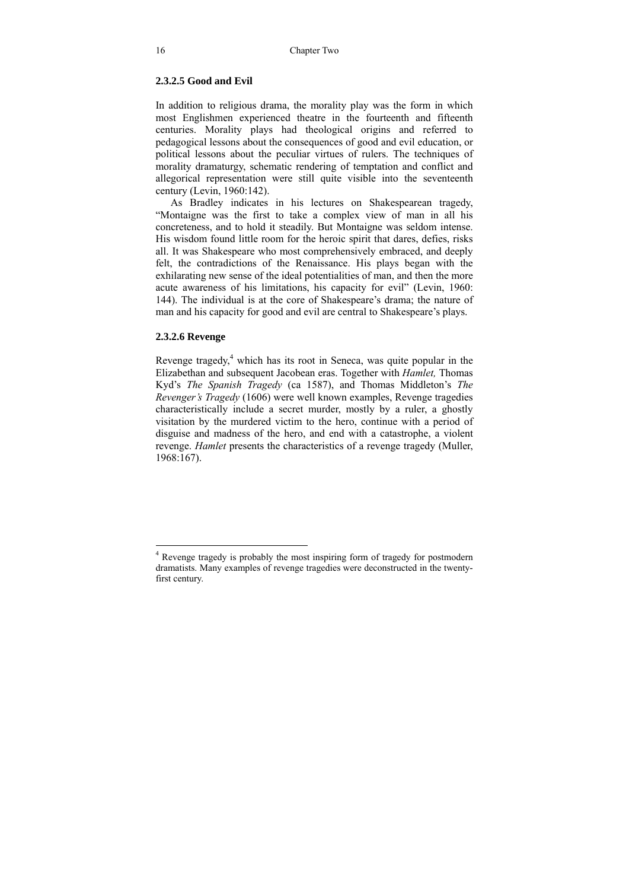#### 2.3.2.5 Good and Evil

In addition to religious drama, the morality play was the form in which most Englishmen experienced theatre in the fourteenth and fifteenth centuries. Morality plays had theological origins and referred to pedagogical lessons about the consequences of good and evil education, or political lessons about the peculiar virtues of rulers. The techniques of morality dramaturgy, schematic rendering of temptation and conflict and allegorical representation were still quite visible into the seventeenth century (Levin, 1960:142).

As Bradley indicates in his lectures on Shakespearean tragedy, "Montaigne was the first to take a complex view of man in all his concreteness, and to hold it steadily. But Montaigne was seldom intense. His wisdom found little room for the heroic spirit that dares, defies, risks all. It was Shakespeare who most comprehensively embraced, and deeply felt, the contradictions of the Renaissance. His plays began with the exhilarating new sense of the ideal potentialities of man, and then the more acute awareness of his limitations, his capacity for evil" (Levin, 1960: 144). The individual is at the core of Shakespeare's drama; the nature of man and his capacity for good and evil are central to Shakespeare's plays.

#### 2.3.2.6 Revenge

Revenge tragedy,[4] which has its root in Seneca, was quite popular in the Elizabethan and subsequent Jacobean eras. Together with *Hamlet,* Thomas Kyd's *The Spanish Tragedy* (ca 1587), and Thomas Middleton's *The Revenger's Tragedy* (1606) were well known examples, Revenge tragedies characteristically include a secret murder, mostly by a ruler, a ghostly visitation by the murdered victim to the hero, continue with a period of disguise and madness of the hero, and end with a catastrophe, a violent revenge. *Hamlet* presents the characteristics of a revenge tragedy (Muller, 1968:167).

---

[4] Revenge tragedy is probably the most inspiring form of tragedy for postmodern dramatists. Many examples of revenge tragedies were deconstructed in the twenty-first century.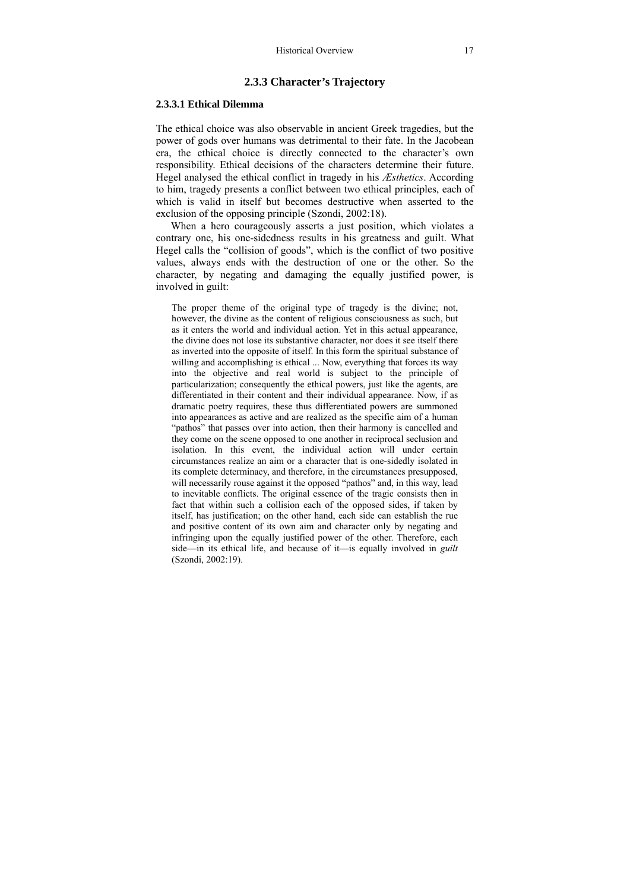### 2.3.3 Character's Trajectory

#### 2.3.3.1 Ethical Dilemma

The ethical choice was also observable in ancient Greek tragedies, but the power of gods over humans was detrimental to their fate. In the Jacobean era, the ethical choice is directly connected to the character's own responsibility. Ethical decisions of the characters determine their future. Hegel analysed the ethical conflict in tragedy in his *Æsthetics*. According to him, tragedy presents a conflict between two ethical principles, each of which is valid in itself but becomes destructive when asserted to the exclusion of the opposing principle (Szondi, 2002:18).

When a hero courageously asserts a just position, which violates a contrary one, his one-sidedness results in his greatness and guilt. What Hegel calls the "collision of goods", which is the conflict of two positive values, always ends with the destruction of one or the other. So the character, by negating and damaging the equally justified power, is involved in guilt:

> The proper theme of the original type of tragedy is the divine; not, however, the divine as the content of religious consciousness as such, but as it enters the world and individual action. Yet in this actual appearance, the divine does not lose its substantive character, nor does it see itself there as inverted into the opposite of itself. In this form the spiritual substance of willing and accomplishing is ethical ... Now, everything that forces its way into the objective and real world is subject to the principle of particularization; consequently the ethical powers, just like the agents, are differentiated in their content and their individual appearance. Now, if as dramatic poetry requires, these thus differentiated powers are summoned into appearances as active and are realized as the specific aim of a human "pathos" that passes over into action, then their harmony is cancelled and they come on the scene opposed to one another in reciprocal seclusion and isolation. In this event, the individual action will under certain circumstances realize an aim or a character that is one-sidedly isolated in its complete determinacy, and therefore, in the circumstances presupposed, will necessarily rouse against it the opposed "pathos" and, in this way, lead to inevitable conflicts. The original essence of the tragic consists then in fact that within such a collision each of the opposed sides, if taken by itself, has justification; on the other hand, each side can establish the rue and positive content of its own aim and character only by negating and infringing upon the equally justified power of the other. Therefore, each side—in its ethical life, and because of it—is equally involved in *guilt* (Szondi, 2002:19).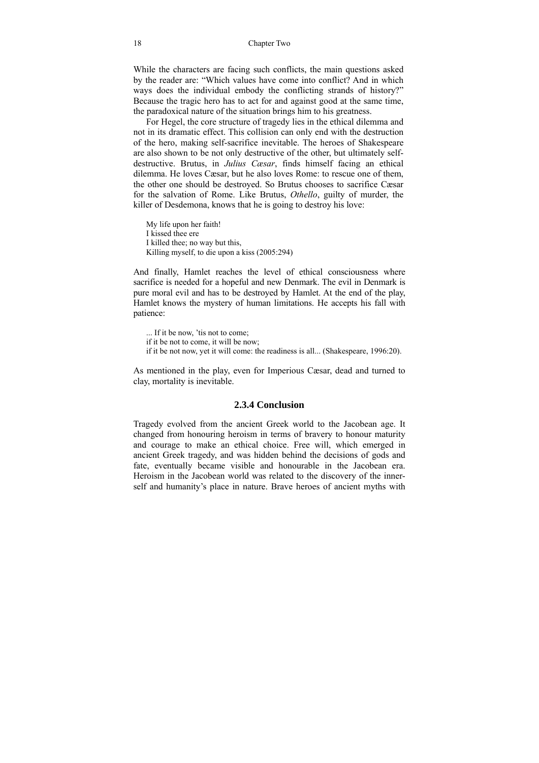While the characters are facing such conflicts, the main questions asked by the reader are: "Which values have come into conflict? And in which ways does the individual embody the conflicting strands of history?" Because the tragic hero has to act for and against good at the same time, the paradoxical nature of the situation brings him to his greatness.

For Hegel, the core structure of tragedy lies in the ethical dilemma and not in its dramatic effect. This collision can only end with the destruction of the hero, making self-sacrifice inevitable. The heroes of Shakespeare are also shown to be not only destructive of the other, but ultimately self-destructive. Brutus, in *Julius Cæsar*, finds himself facing an ethical dilemma. He loves Cæsar, but he also loves Rome: to rescue one of them, the other one should be destroyed. So Brutus chooses to sacrifice Cæsar for the salvation of Rome. Like Brutus, *Othello*, guilty of murder, the killer of Desdemona, knows that he is going to destroy his love:

> My life upon her faith!
> I kissed thee ere
> I killed thee; no way but this,
> Killing myself, to die upon a kiss (2005:294)

And finally, Hamlet reaches the level of ethical consciousness where sacrifice is needed for a hopeful and new Denmark. The evil in Denmark is pure moral evil and has to be destroyed by Hamlet. At the end of the play, Hamlet knows the mystery of human limitations. He accepts his fall with patience:

> ... If it be now, 'tis not to come;
> if it be not to come, it will be now;
> if it be not now, yet it will come: the readiness is all... (Shakespeare, 1996:20).

As mentioned in the play, even for Imperious Cæsar, dead and turned to clay, mortality is inevitable.

### 2.3.4 Conclusion

Tragedy evolved from the ancient Greek world to the Jacobean age. It changed from honouring heroism in terms of bravery to honour maturity and courage to make an ethical choice. Free will, which emerged in ancient Greek tragedy, and was hidden behind the decisions of gods and fate, eventually became visible and honourable in the Jacobean era. Heroism in the Jacobean world was related to the discovery of the inner-self and humanity's place in nature. Brave heroes of ancient myths with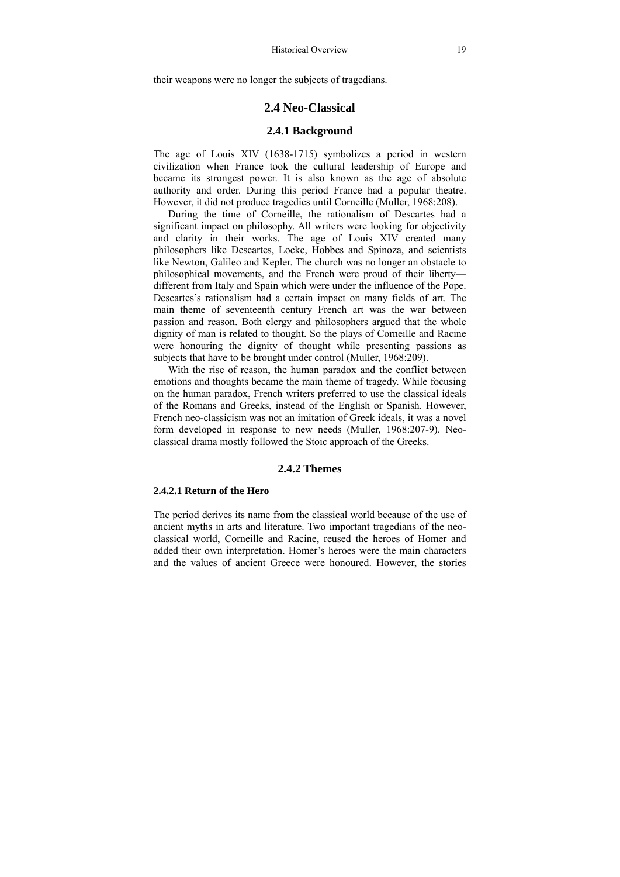their weapons were no longer the subjects of tragedians.

## 2.4 Neo-Classical

### 2.4.1 Background

The age of Louis XIV (1638-1715) symbolizes a period in western civilization when France took the cultural leadership of Europe and became its strongest power. It is also known as the age of absolute authority and order. During this period France had a popular theatre. However, it did not produce tragedies until Corneille (Muller, 1968:208).

During the time of Corneille, the rationalism of Descartes had a significant impact on philosophy. All writers were looking for objectivity and clarity in their works. The age of Louis XIV created many philosophers like Descartes, Locke, Hobbes and Spinoza, and scientists like Newton, Galileo and Kepler. The church was no longer an obstacle to philosophical movements, and the French were proud of their liberty—different from Italy and Spain which were under the influence of the Pope. Descartes's rationalism had a certain impact on many fields of art. The main theme of seventeenth century French art was the war between passion and reason. Both clergy and philosophers argued that the whole dignity of man is related to thought. So the plays of Corneille and Racine were honouring the dignity of thought while presenting passions as subjects that have to be brought under control (Muller, 1968:209).

With the rise of reason, the human paradox and the conflict between emotions and thoughts became the main theme of tragedy. While focusing on the human paradox, French writers preferred to use the classical ideals of the Romans and Greeks, instead of the English or Spanish. However, French neo-classicism was not an imitation of Greek ideals, it was a novel form developed in response to new needs (Muller, 1968:207-9). Neo-classical drama mostly followed the Stoic approach of the Greeks.

### 2.4.2 Themes

#### 2.4.2.1 Return of the Hero

The period derives its name from the classical world because of the use of ancient myths in arts and literature. Two important tragedians of the neo-classical world, Corneille and Racine, reused the heroes of Homer and added their own interpretation. Homer's heroes were the main characters and the values of ancient Greece were honoured. However, the stories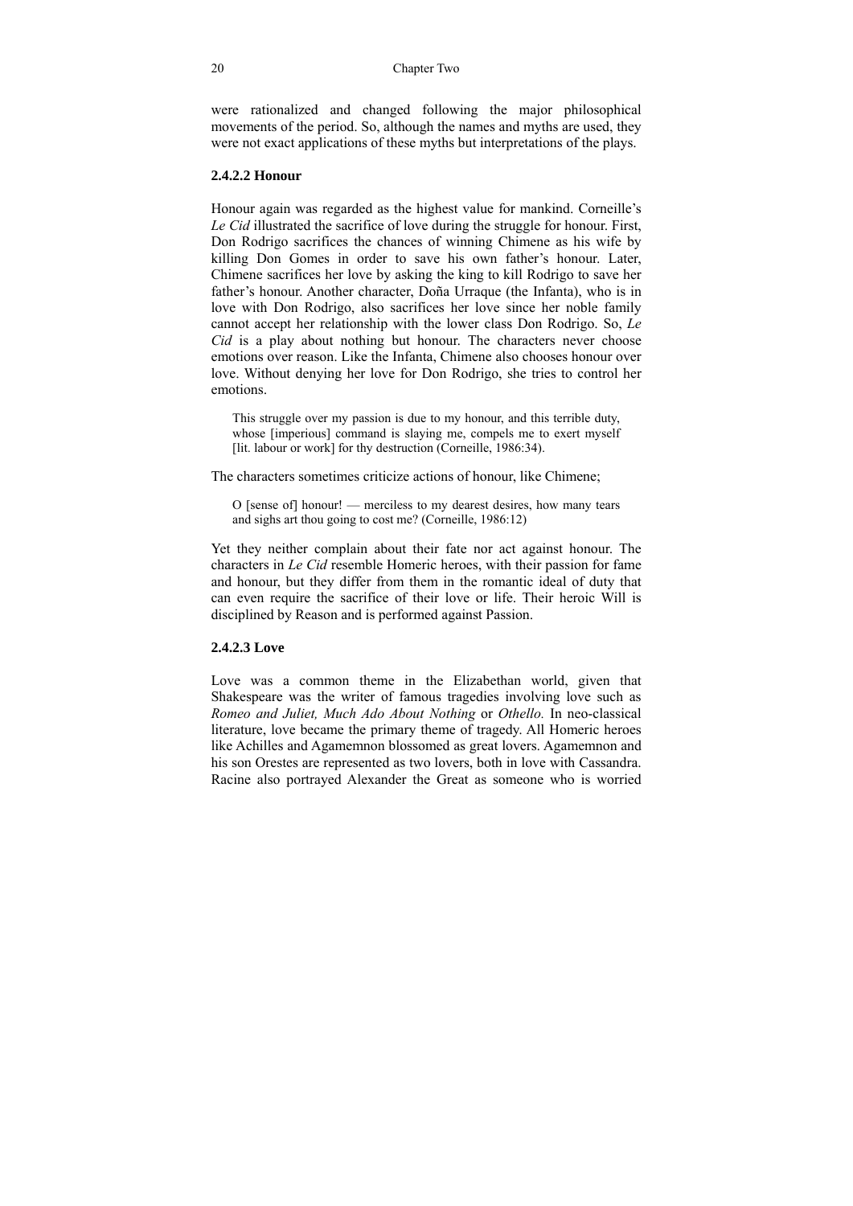were rationalized and changed following the major philosophical movements of the period. So, although the names and myths are used, they were not exact applications of these myths but interpretations of the plays.

#### 2.4.2.2 Honour

Honour again was regarded as the highest value for mankind. Corneille's *Le Cid* illustrated the sacrifice of love during the struggle for honour. First, Don Rodrigo sacrifices the chances of winning Chimene as his wife by killing Don Gomes in order to save his own father's honour. Later, Chimene sacrifices her love by asking the king to kill Rodrigo to save her father's honour. Another character, Doña Urraque (the Infanta), who is in love with Don Rodrigo, also sacrifices her love since her noble family cannot accept her relationship with the lower class Don Rodrigo. So, *Le Cid* is a play about nothing but honour. The characters never choose emotions over reason. Like the Infanta, Chimene also chooses honour over love. Without denying her love for Don Rodrigo, she tries to control her emotions.

> This struggle over my passion is due to my honour, and this terrible duty, whose [imperious] command is slaying me, compels me to exert myself [lit. labour or work] for thy destruction (Corneille, 1986:34).

The characters sometimes criticize actions of honour, like Chimene;

> O [sense of] honour! — merciless to my dearest desires, how many tears and sighs art thou going to cost me? (Corneille, 1986:12)

Yet they neither complain about their fate nor act against honour. The characters in *Le Cid* resemble Homeric heroes, with their passion for fame and honour, but they differ from them in the romantic ideal of duty that can even require the sacrifice of their love or life. Their heroic Will is disciplined by Reason and is performed against Passion.

#### 2.4.2.3 Love

Love was a common theme in the Elizabethan world, given that Shakespeare was the writer of famous tragedies involving love such as *Romeo and Juliet, Much Ado About Nothing* or *Othello.* In neo-classical literature, love became the primary theme of tragedy. All Homeric heroes like Achilles and Agamemnon blossomed as great lovers. Agamemnon and his son Orestes are represented as two lovers, both in love with Cassandra. Racine also portrayed Alexander the Great as someone who is worried